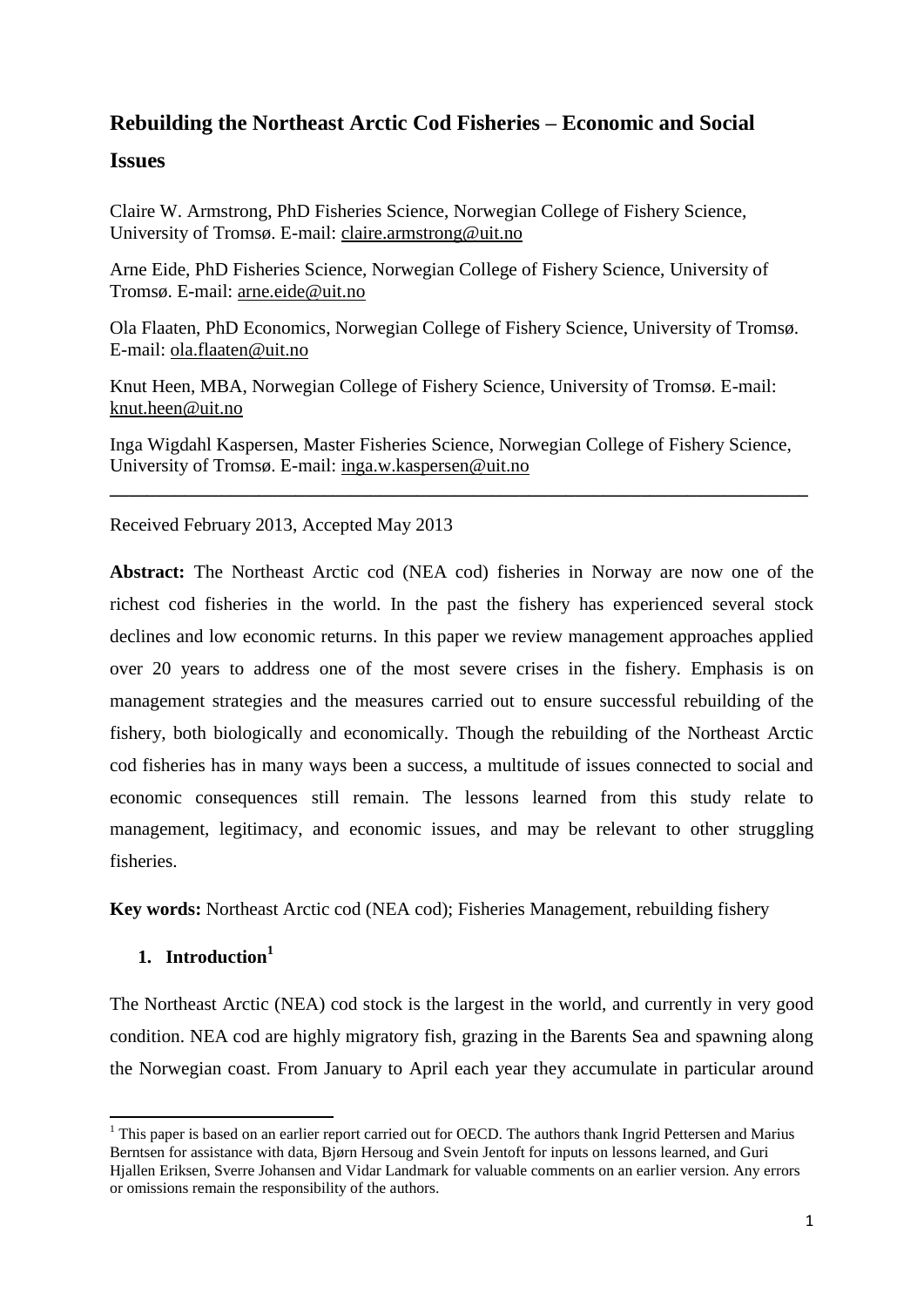# Rebuilding the Northeast Arctic Cod Fisheries – Economic and Social Issues

Claire W. Armstrong, PhD Fisheries Science, Norwegian College of Fishery Science, University of Tromsø. E-mail: claire.armstrong@uit.no

Arne Eide, PhD Fisheries Science, Norwegian College of Fishery Science, University of Tromsø. E-mail: arne.eide@uit.no

Ola Flaaten, PhD Economics, Norwegian College of Fishery Science, University of Tromsø. E-mail: ola.flaaten@uit.no

Knut Heen, MBA, Norwegian College of Fishery Science, University of Tromsø. E-mail: knut.heen@uit.no

Inga Wigdahl Kaspersen, Master Fisheries Science, Norwegian College of Fishery Science, University of Tromsø. E-mail: inga.w.kaspersen@uit.no

---

Received February 2013, Accepted May 2013

**Abstract:** The Northeast Arctic cod (NEA cod) fisheries in Norway are now one of the richest cod fisheries in the world. In the past the fishery has experienced several stock declines and low economic returns. In this paper we review management approaches applied over 20 years to address one of the most severe crises in the fishery. Emphasis is on management strategies and the measures carried out to ensure successful rebuilding of the fishery, both biologically and economically. Though the rebuilding of the Northeast Arctic cod fisheries has in many ways been a success, a multitude of issues connected to social and economic consequences still remain. The lessons learned from this study relate to management, legitimacy, and economic issues, and may be relevant to other struggling fisheries.

**Key words:** Northeast Arctic cod (NEA cod); Fisheries Management, rebuilding fishery

## 1. Introduction[1]

The Northeast Arctic (NEA) cod stock is the largest in the world, and currently in very good condition. NEA cod are highly migratory fish, grazing in the Barents Sea and spawning along the Norwegian coast. From January to April each year they accumulate in particular around

[1] This paper is based on an earlier report carried out for OECD. The authors thank Ingrid Pettersen and Marius Berntsen for assistance with data, Bjørn Hersoug and Svein Jentoft for inputs on lessons learned, and Guri Hjallen Eriksen, Sverre Johansen and Vidar Landmark for valuable comments on an earlier version. Any errors or omissions remain the responsibility of the authors.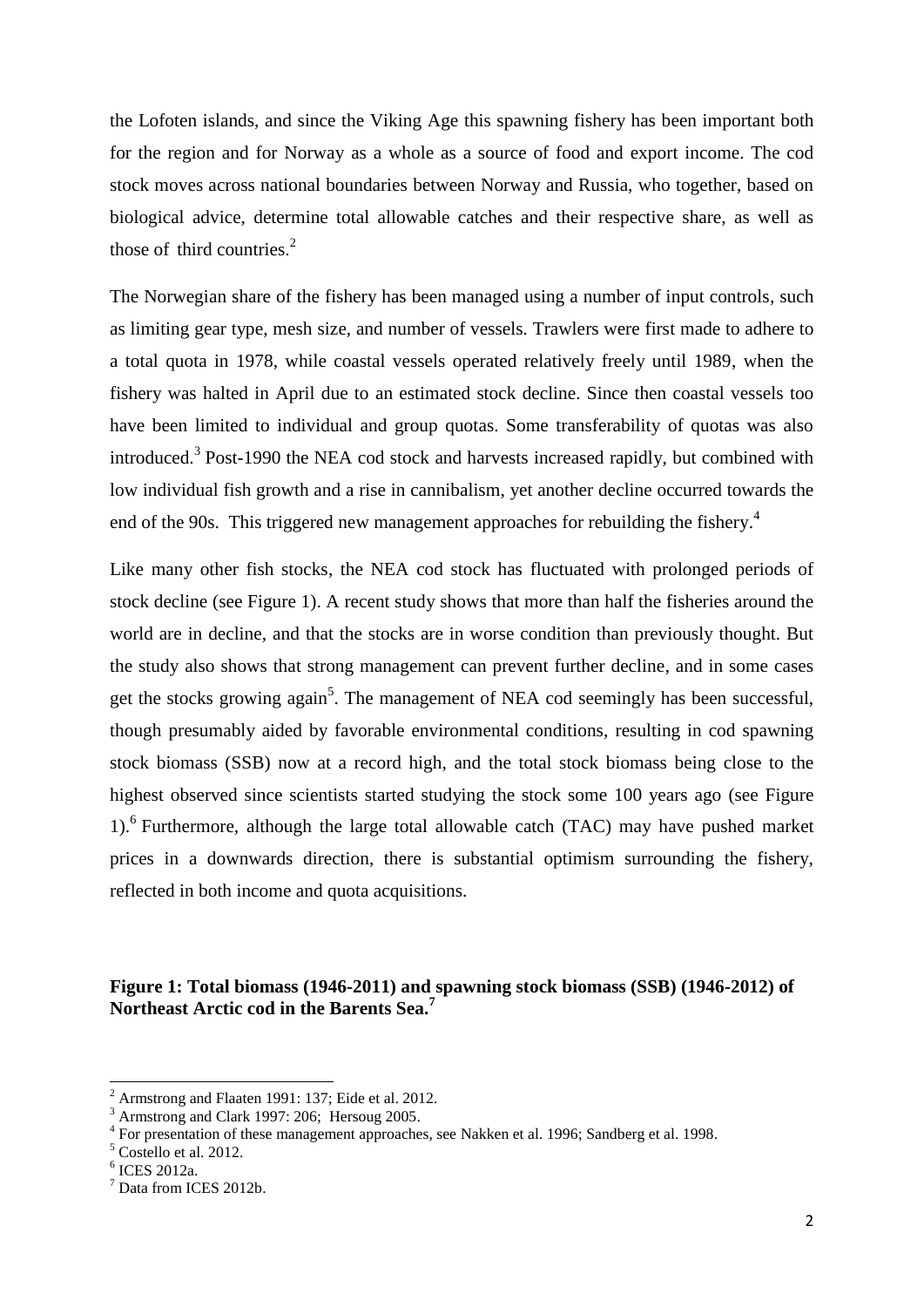the Lofoten islands, and since the Viking Age this spawning fishery has been important both for the region and for Norway as a whole as a source of food and export income. The cod stock moves across national boundaries between Norway and Russia, who together, based on biological advice, determine total allowable catches and their respective share, as well as those of third countries.[2]

The Norwegian share of the fishery has been managed using a number of input controls, such as limiting gear type, mesh size, and number of vessels. Trawlers were first made to adhere to a total quota in 1978, while coastal vessels operated relatively freely until 1989, when the fishery was halted in April due to an estimated stock decline. Since then coastal vessels too have been limited to individual and group quotas. Some transferability of quotas was also introduced.[3] Post-1990 the NEA cod stock and harvests increased rapidly, but combined with low individual fish growth and a rise in cannibalism, yet another decline occurred towards the end of the 90s. This triggered new management approaches for rebuilding the fishery.[4]

Like many other fish stocks, the NEA cod stock has fluctuated with prolonged periods of stock decline (see Figure 1). A recent study shows that more than half the fisheries around the world are in decline, and that the stocks are in worse condition than previously thought. But the study also shows that strong management can prevent further decline, and in some cases get the stocks growing again[5]. The management of NEA cod seemingly has been successful, though presumably aided by favorable environmental conditions, resulting in cod spawning stock biomass (SSB) now at a record high, and the total stock biomass being close to the highest observed since scientists started studying the stock some 100 years ago (see Figure 1).[6] Furthermore, although the large total allowable catch (TAC) may have pushed market prices in a downwards direction, there is substantial optimism surrounding the fishery, reflected in both income and quota acquisitions.

**Figure 1: Total biomass (1946-2011) and spawning stock biomass (SSB) (1946-2012) of Northeast Arctic cod in the Barents Sea.[7]**

---

[2] Armstrong and Flaaten 1991: 137; Eide et al. 2012.

[3] Armstrong and Clark 1997: 206; Hersoug 2005.

[4] For presentation of these management approaches, see Nakken et al. 1996; Sandberg et al. 1998.

[5] Costello et al. 2012.

[6] ICES 2012a.

[7] Data from ICES 2012b.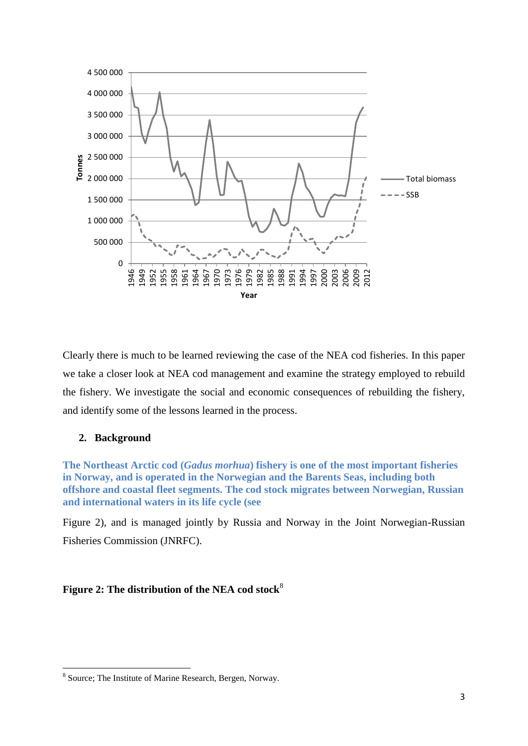Clearly there is much to be learned reviewing the case of the NEA cod fisheries. In this paper we take a closer look at NEA cod management and examine the strategy employed to rebuild the fishery. We investigate the social and economic consequences of rebuilding the fishery, and identify some of the lessons learned in the process.

## 2. Background

**The Northeast Arctic cod (*Gadus morhua*) fishery is one of the most important fisheries in Norway, and is operated in the Norwegian and the Barents Seas, including both offshore and coastal fleet segments. The cod stock migrates between Norwegian, Russian and international waters in its life cycle (see**

Figure 2), and is managed jointly by Russia and Norway in the Joint Norwegian-Russian Fisheries Commission (JNRFC).

**Figure 2: The distribution of the NEA cod stock**[8]

[8] Source; The Institute of Marine Research, Bergen, Norway.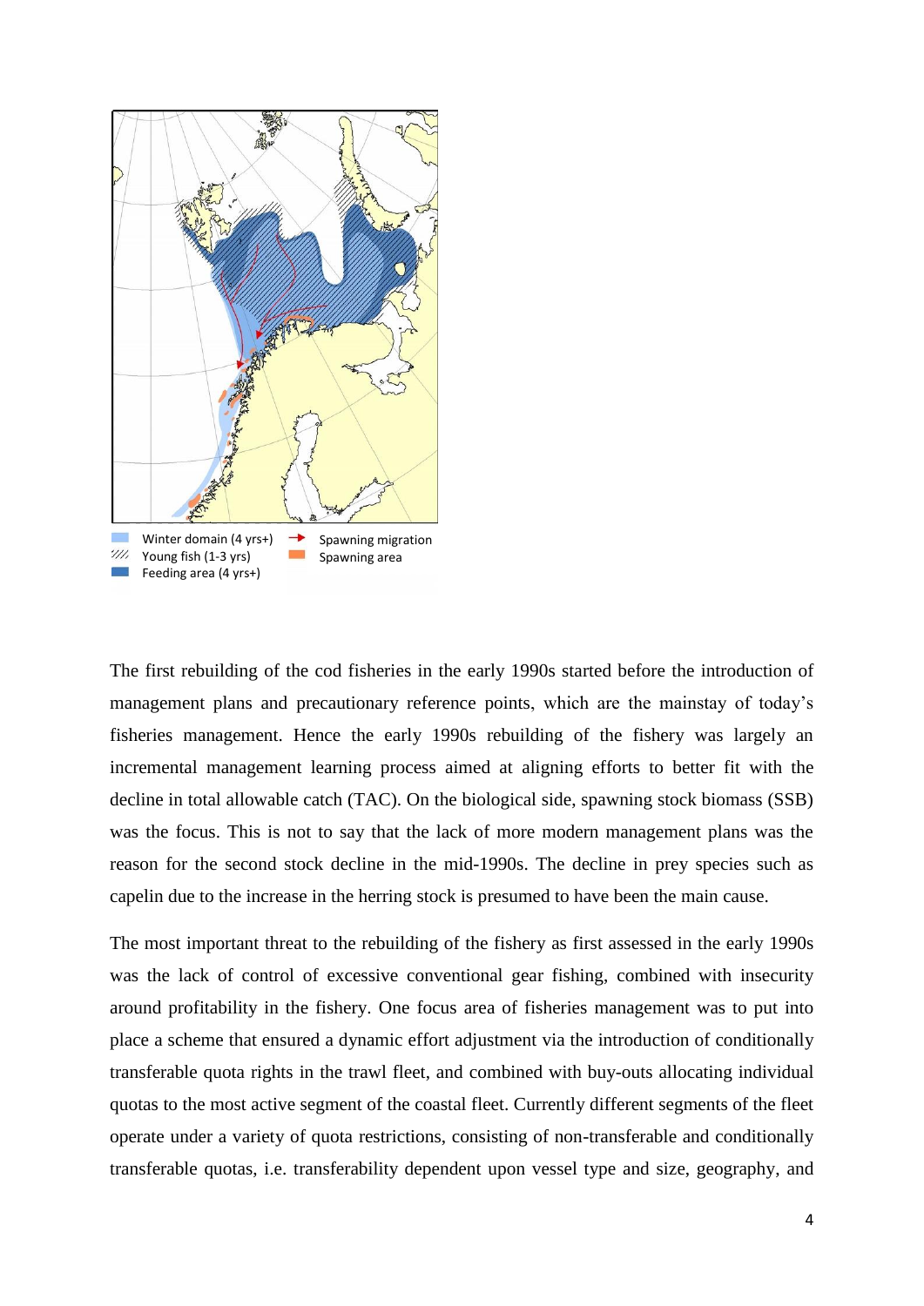Winter domain (4 yrs+)
Young fish (1-3 yrs)
Feeding area (4 yrs+)
Spawning migration
Spawning area

The first rebuilding of the cod fisheries in the early 1990s started before the introduction of management plans and precautionary reference points, which are the mainstay of today's fisheries management. Hence the early 1990s rebuilding of the fishery was largely an incremental management learning process aimed at aligning efforts to better fit with the decline in total allowable catch (TAC). On the biological side, spawning stock biomass (SSB) was the focus. This is not to say that the lack of more modern management plans was the reason for the second stock decline in the mid-1990s. The decline in prey species such as capelin due to the increase in the herring stock is presumed to have been the main cause.

The most important threat to the rebuilding of the fishery as first assessed in the early 1990s was the lack of control of excessive conventional gear fishing, combined with insecurity around profitability in the fishery. One focus area of fisheries management was to put into place a scheme that ensured a dynamic effort adjustment via the introduction of conditionally transferable quota rights in the trawl fleet, and combined with buy-outs allocating individual quotas to the most active segment of the coastal fleet. Currently different segments of the fleet operate under a variety of quota restrictions, consisting of non-transferable and conditionally transferable quotas, i.e. transferability dependent upon vessel type and size, geography, and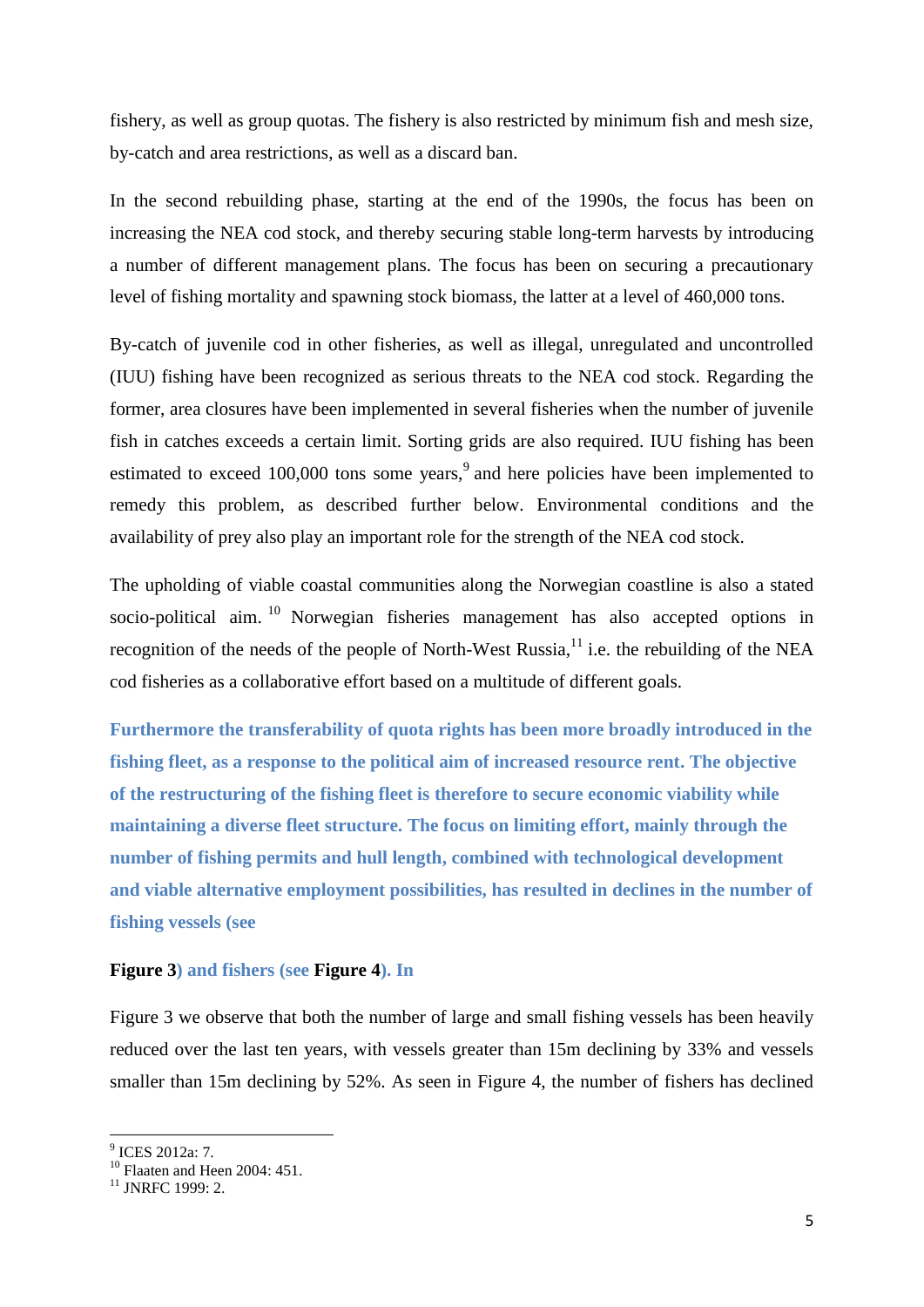fishery, as well as group quotas. The fishery is also restricted by minimum fish and mesh size, by-catch and area restrictions, as well as a discard ban.

In the second rebuilding phase, starting at the end of the 1990s, the focus has been on increasing the NEA cod stock, and thereby securing stable long-term harvests by introducing a number of different management plans. The focus has been on securing a precautionary level of fishing mortality and spawning stock biomass, the latter at a level of 460,000 tons.

By-catch of juvenile cod in other fisheries, as well as illegal, unregulated and uncontrolled (IUU) fishing have been recognized as serious threats to the NEA cod stock. Regarding the former, area closures have been implemented in several fisheries when the number of juvenile fish in catches exceeds a certain limit. Sorting grids are also required. IUU fishing has been estimated to exceed 100,000 tons some years,[9] and here policies have been implemented to remedy this problem, as described further below. Environmental conditions and the availability of prey also play an important role for the strength of the NEA cod stock.

The upholding of viable coastal communities along the Norwegian coastline is also a stated socio-political aim.[10] Norwegian fisheries management has also accepted options in recognition of the needs of the people of North-West Russia,[11] i.e. the rebuilding of the NEA cod fisheries as a collaborative effort based on a multitude of different goals.

**Furthermore the transferability of quota rights has been more broadly introduced in the fishing fleet, as a response to the political aim of increased resource rent. The objective of the restructuring of the fishing fleet is therefore to secure economic viability while maintaining a diverse fleet structure. The focus on limiting effort, mainly through the number of fishing permits and hull length, combined with technological development and viable alternative employment possibilities, has resulted in declines in the number of fishing vessels (see**

**Figure 3) and fishers (see Figure 4). In**

Figure 3 we observe that both the number of large and small fishing vessels has been heavily reduced over the last ten years, with vessels greater than 15m declining by 33% and vessels smaller than 15m declining by 52%. As seen in Figure 4, the number of fishers has declined

---

[9] ICES 2012a: 7.

[10] Flaaten and Heen 2004: 451.

[11] JNRFC 1999: 2.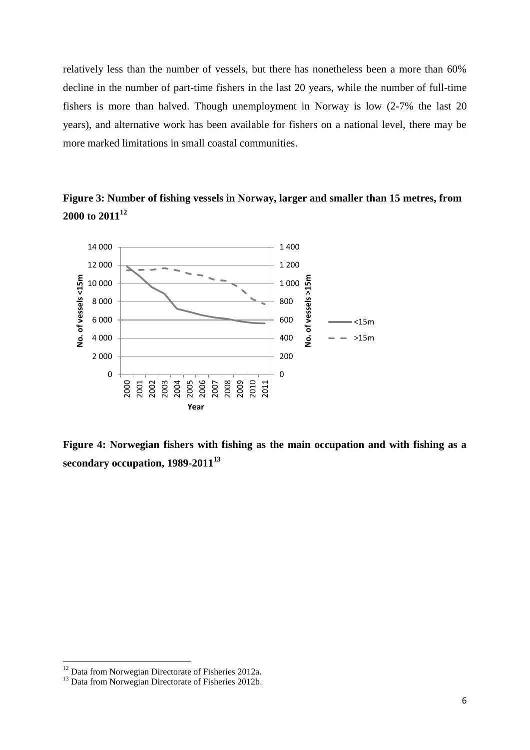relatively less than the number of vessels, but there has nonetheless been a more than 60% decline in the number of part-time fishers in the last 20 years, while the number of full-time fishers is more than halved. Though unemployment in Norway is low (2-7% the last 20 years), and alternative work has been available for fishers on a national level, there may be more marked limitations in small coastal communities.

**Figure 3: Number of fishing vessels in Norway, larger and smaller than 15 metres, from 2000 to 2011[12]**

**Figure 4: Norwegian fishers with fishing as the main occupation and with fishing as a secondary occupation, 1989-2011[13]**

[12] Data from Norwegian Directorate of Fisheries 2012a.

[13] Data from Norwegian Directorate of Fisheries 2012b.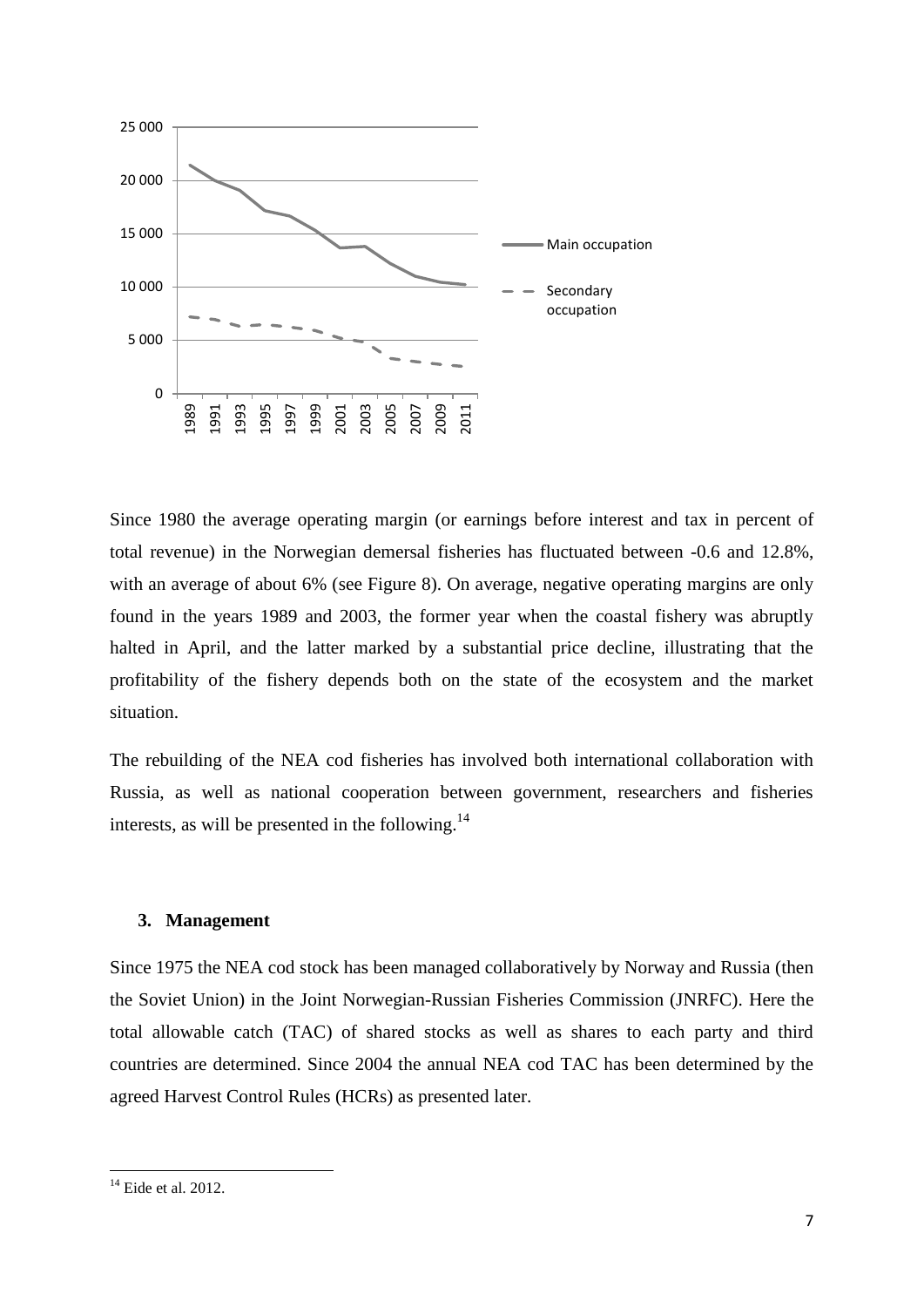Since 1980 the average operating margin (or earnings before interest and tax in percent of total revenue) in the Norwegian demersal fisheries has fluctuated between -0.6 and 12.8%, with an average of about 6% (see Figure 8). On average, negative operating margins are only found in the years 1989 and 2003, the former year when the coastal fishery was abruptly halted in April, and the latter marked by a substantial price decline, illustrating that the profitability of the fishery depends both on the state of the ecosystem and the market situation.

The rebuilding of the NEA cod fisheries has involved both international collaboration with Russia, as well as national cooperation between government, researchers and fisheries interests, as will be presented in the following.[14]

## 3. Management

Since 1975 the NEA cod stock has been managed collaboratively by Norway and Russia (then the Soviet Union) in the Joint Norwegian-Russian Fisheries Commission (JNRFC). Here the total allowable catch (TAC) of shared stocks as well as shares to each party and third countries are determined. Since 2004 the annual NEA cod TAC has been determined by the agreed Harvest Control Rules (HCRs) as presented later.

[14] Eide et al. 2012.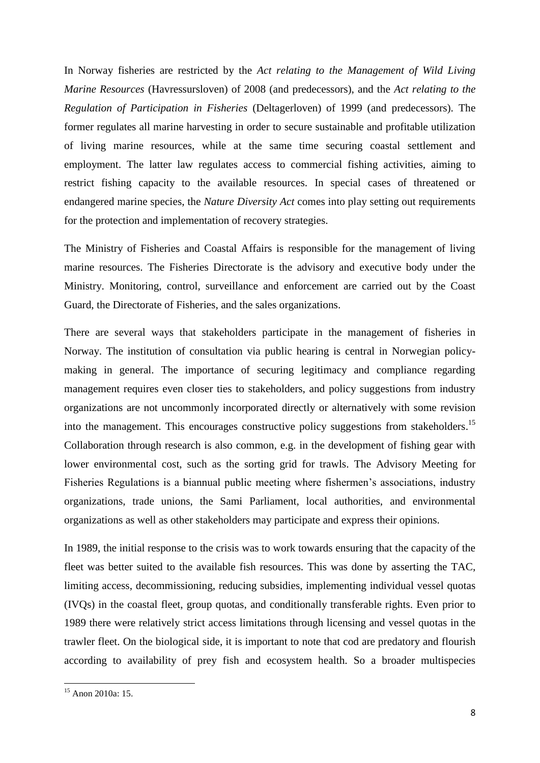In Norway fisheries are restricted by the *Act relating to the Management of Wild Living Marine Resources* (Havressursloven) of 2008 (and predecessors), and the *Act relating to the Regulation of Participation in Fisheries* (Deltagerloven) of 1999 (and predecessors). The former regulates all marine harvesting in order to secure sustainable and profitable utilization of living marine resources, while at the same time securing coastal settlement and employment. The latter law regulates access to commercial fishing activities, aiming to restrict fishing capacity to the available resources. In special cases of threatened or endangered marine species, the *Nature Diversity Act* comes into play setting out requirements for the protection and implementation of recovery strategies.

The Ministry of Fisheries and Coastal Affairs is responsible for the management of living marine resources. The Fisheries Directorate is the advisory and executive body under the Ministry. Monitoring, control, surveillance and enforcement are carried out by the Coast Guard, the Directorate of Fisheries, and the sales organizations.

There are several ways that stakeholders participate in the management of fisheries in Norway. The institution of consultation via public hearing is central in Norwegian policy-making in general. The importance of securing legitimacy and compliance regarding management requires even closer ties to stakeholders, and policy suggestions from industry organizations are not uncommonly incorporated directly or alternatively with some revision into the management. This encourages constructive policy suggestions from stakeholders.[15] Collaboration through research is also common, e.g. in the development of fishing gear with lower environmental cost, such as the sorting grid for trawls. The Advisory Meeting for Fisheries Regulations is a biannual public meeting where fishermen's associations, industry organizations, trade unions, the Sami Parliament, local authorities, and environmental organizations as well as other stakeholders may participate and express their opinions.

In 1989, the initial response to the crisis was to work towards ensuring that the capacity of the fleet was better suited to the available fish resources. This was done by asserting the TAC, limiting access, decommissioning, reducing subsidies, implementing individual vessel quotas (IVQs) in the coastal fleet, group quotas, and conditionally transferable rights. Even prior to 1989 there were relatively strict access limitations through licensing and vessel quotas in the trawler fleet. On the biological side, it is important to note that cod are predatory and flourish according to availability of prey fish and ecosystem health. So a broader multispecies

[15] Anon 2010a: 15.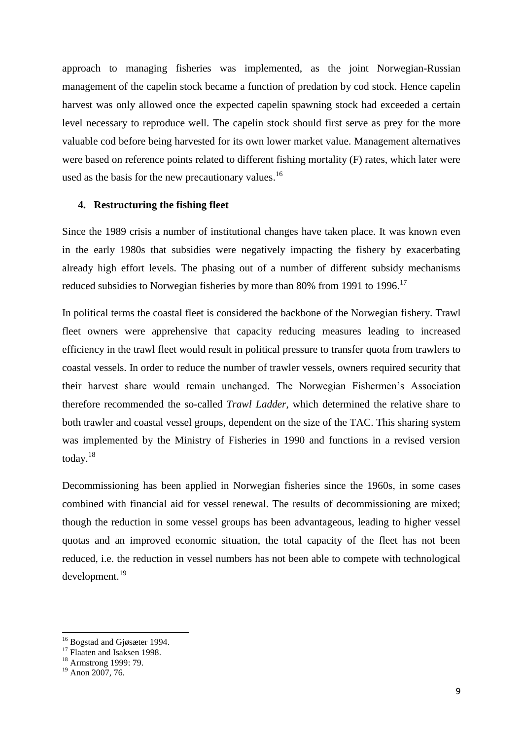approach to managing fisheries was implemented, as the joint Norwegian-Russian management of the capelin stock became a function of predation by cod stock. Hence capelin harvest was only allowed once the expected capelin spawning stock had exceeded a certain level necessary to reproduce well. The capelin stock should first serve as prey for the more valuable cod before being harvested for its own lower market value. Management alternatives were based on reference points related to different fishing mortality (F) rates, which later were used as the basis for the new precautionary values.[16]

## 4. Restructuring the fishing fleet

Since the 1989 crisis a number of institutional changes have taken place. It was known even in the early 1980s that subsidies were negatively impacting the fishery by exacerbating already high effort levels. The phasing out of a number of different subsidy mechanisms reduced subsidies to Norwegian fisheries by more than 80% from 1991 to 1996.[17]

In political terms the coastal fleet is considered the backbone of the Norwegian fishery. Trawl fleet owners were apprehensive that capacity reducing measures leading to increased efficiency in the trawl fleet would result in political pressure to transfer quota from trawlers to coastal vessels. In order to reduce the number of trawler vessels, owners required security that their harvest share would remain unchanged. The Norwegian Fishermen's Association therefore recommended the so-called *Trawl Ladder,* which determined the relative share to both trawler and coastal vessel groups, dependent on the size of the TAC. This sharing system was implemented by the Ministry of Fisheries in 1990 and functions in a revised version today.[18]

Decommissioning has been applied in Norwegian fisheries since the 1960s, in some cases combined with financial aid for vessel renewal. The results of decommissioning are mixed; though the reduction in some vessel groups has been advantageous, leading to higher vessel quotas and an improved economic situation, the total capacity of the fleet has not been reduced, i.e. the reduction in vessel numbers has not been able to compete with technological development.[19]

---

[16] Bogstad and Gjøsæter 1994.
[17] Flaaten and Isaksen 1998.
[18] Armstrong 1999: 79.
[19] Anon 2007, 76.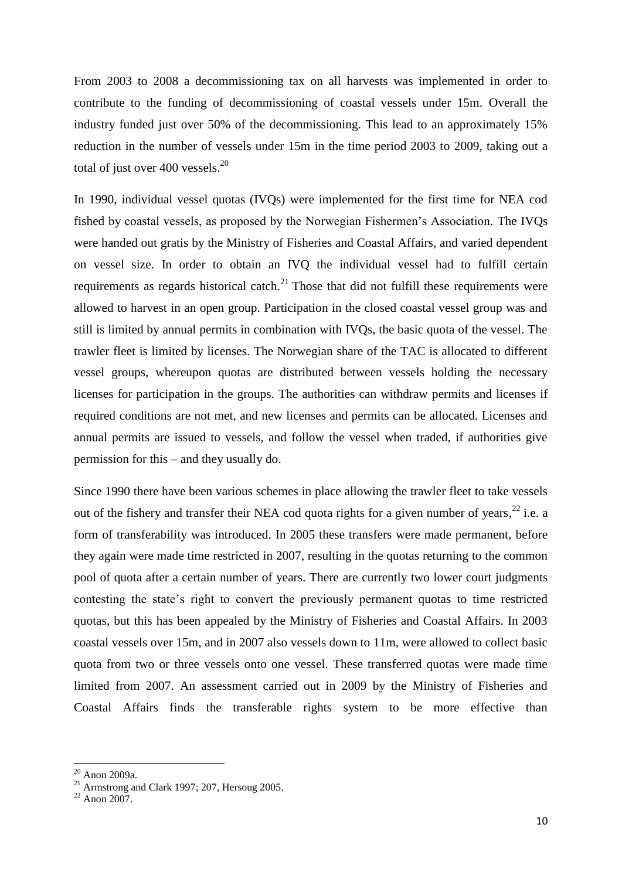From 2003 to 2008 a decommissioning tax on all harvests was implemented in order to contribute to the funding of decommissioning of coastal vessels under 15m. Overall the industry funded just over 50% of the decommissioning. This lead to an approximately 15% reduction in the number of vessels under 15m in the time period 2003 to 2009, taking out a total of just over 400 vessels.[20]

In 1990, individual vessel quotas (IVQs) were implemented for the first time for NEA cod fished by coastal vessels, as proposed by the Norwegian Fishermen's Association. The IVQs were handed out gratis by the Ministry of Fisheries and Coastal Affairs, and varied dependent on vessel size. In order to obtain an IVQ the individual vessel had to fulfill certain requirements as regards historical catch.[21] Those that did not fulfill these requirements were allowed to harvest in an open group. Participation in the closed coastal vessel group was and still is limited by annual permits in combination with IVQs, the basic quota of the vessel. The trawler fleet is limited by licenses. The Norwegian share of the TAC is allocated to different vessel groups, whereupon quotas are distributed between vessels holding the necessary licenses for participation in the groups. The authorities can withdraw permits and licenses if required conditions are not met, and new licenses and permits can be allocated. Licenses and annual permits are issued to vessels, and follow the vessel when traded, if authorities give permission for this – and they usually do.

Since 1990 there have been various schemes in place allowing the trawler fleet to take vessels out of the fishery and transfer their NEA cod quota rights for a given number of years,[22] i.e. a form of transferability was introduced. In 2005 these transfers were made permanent, before they again were made time restricted in 2007, resulting in the quotas returning to the common pool of quota after a certain number of years. There are currently two lower court judgments contesting the state's right to convert the previously permanent quotas to time restricted quotas, but this has been appealed by the Ministry of Fisheries and Coastal Affairs. In 2003 coastal vessels over 15m, and in 2007 also vessels down to 11m, were allowed to collect basic quota from two or three vessels onto one vessel. These transferred quotas were made time limited from 2007. An assessment carried out in 2009 by the Ministry of Fisheries and Coastal Affairs finds the transferable rights system to be more effective than

[20] Anon 2009a.

[21] Armstrong and Clark 1997; 207, Hersoug 2005.

[22] Anon 2007.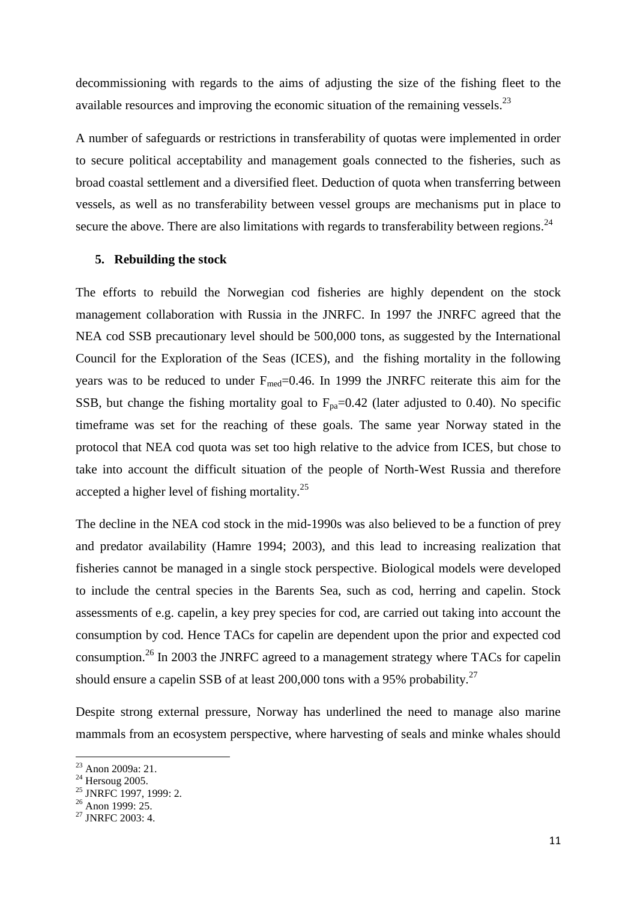decommissioning with regards to the aims of adjusting the size of the fishing fleet to the available resources and improving the economic situation of the remaining vessels.[23]

A number of safeguards or restrictions in transferability of quotas were implemented in order to secure political acceptability and management goals connected to the fisheries, such as broad coastal settlement and a diversified fleet. Deduction of quota when transferring between vessels, as well as no transferability between vessel groups are mechanisms put in place to secure the above. There are also limitations with regards to transferability between regions.[24]

## 5. Rebuilding the stock

The efforts to rebuild the Norwegian cod fisheries are highly dependent on the stock management collaboration with Russia in the JNRFC. In 1997 the JNRFC agreed that the NEA cod SSB precautionary level should be 500,000 tons, as suggested by the International Council for the Exploration of the Seas (ICES), and the fishing mortality in the following years was to be reduced to under $F_{med}$=0.46. In 1999 the JNRFC reiterate this aim for the SSB, but change the fishing mortality goal to $F_{pa}$=0.42 (later adjusted to 0.40). No specific timeframe was set for the reaching of these goals. The same year Norway stated in the protocol that NEA cod quota was set too high relative to the advice from ICES, but chose to take into account the difficult situation of the people of North-West Russia and therefore accepted a higher level of fishing mortality.[25]

The decline in the NEA cod stock in the mid-1990s was also believed to be a function of prey and predator availability (Hamre 1994; 2003), and this lead to increasing realization that fisheries cannot be managed in a single stock perspective. Biological models were developed to include the central species in the Barents Sea, such as cod, herring and capelin. Stock assessments of e.g. capelin, a key prey species for cod, are carried out taking into account the consumption by cod. Hence TACs for capelin are dependent upon the prior and expected cod consumption.[26] In 2003 the JNRFC agreed to a management strategy where TACs for capelin should ensure a capelin SSB of at least 200,000 tons with a 95% probability.[27]

Despite strong external pressure, Norway has underlined the need to manage also marine mammals from an ecosystem perspective, where harvesting of seals and minke whales should

[23] Anon 2009a: 21.
[24] Hersoug 2005.
[25] JNRFC 1997, 1999: 2.
[26] Anon 1999: 25.
[27] JNRFC 2003: 4.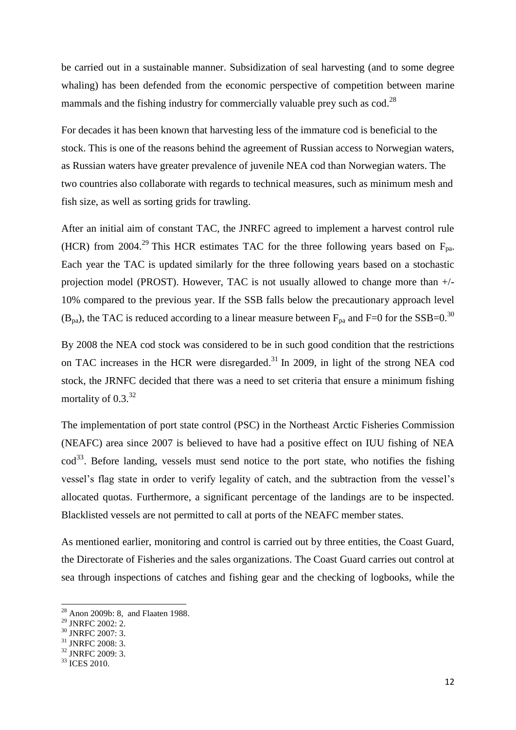be carried out in a sustainable manner. Subsidization of seal harvesting (and to some degree whaling) has been defended from the economic perspective of competition between marine mammals and the fishing industry for commercially valuable prey such as cod.[28]

For decades it has been known that harvesting less of the immature cod is beneficial to the stock. This is one of the reasons behind the agreement of Russian access to Norwegian waters, as Russian waters have greater prevalence of juvenile NEA cod than Norwegian waters. The two countries also collaborate with regards to technical measures, such as minimum mesh and fish size, as well as sorting grids for trawling.

After an initial aim of constant TAC, the JNRFC agreed to implement a harvest control rule (HCR) from 2004.[29] This HCR estimates TAC for the three following years based on $F_{pa}$. Each year the TAC is updated similarly for the three following years based on a stochastic projection model (PROST). However, TAC is not usually allowed to change more than +/- 10% compared to the previous year. If the SSB falls below the precautionary approach level ($B_{pa}$), the TAC is reduced according to a linear measure between $F_{pa}$ and F=0 for the SSB=0.[30]

By 2008 the NEA cod stock was considered to be in such good condition that the restrictions on TAC increases in the HCR were disregarded.[31] In 2009, in light of the strong NEA cod stock, the JRNFC decided that there was a need to set criteria that ensure a minimum fishing mortality of 0.3.[32]

The implementation of port state control (PSC) in the Northeast Arctic Fisheries Commission (NEAFC) area since 2007 is believed to have had a positive effect on IUU fishing of NEA cod[33]. Before landing, vessels must send notice to the port state, who notifies the fishing vessel's flag state in order to verify legality of catch, and the subtraction from the vessel's allocated quotas. Furthermore, a significant percentage of the landings are to be inspected. Blacklisted vessels are not permitted to call at ports of the NEAFC member states.

As mentioned earlier, monitoring and control is carried out by three entities, the Coast Guard, the Directorate of Fisheries and the sales organizations. The Coast Guard carries out control at sea through inspections of catches and fishing gear and the checking of logbooks, while the

---

[28] Anon 2009b: 8, and Flaaten 1988.

[29] JNRFC 2002: 2.

[30] JNRFC 2007: 3.

[31] JNRFC 2008: 3.

[32] JNRFC 2009: 3.

[33] ICES 2010.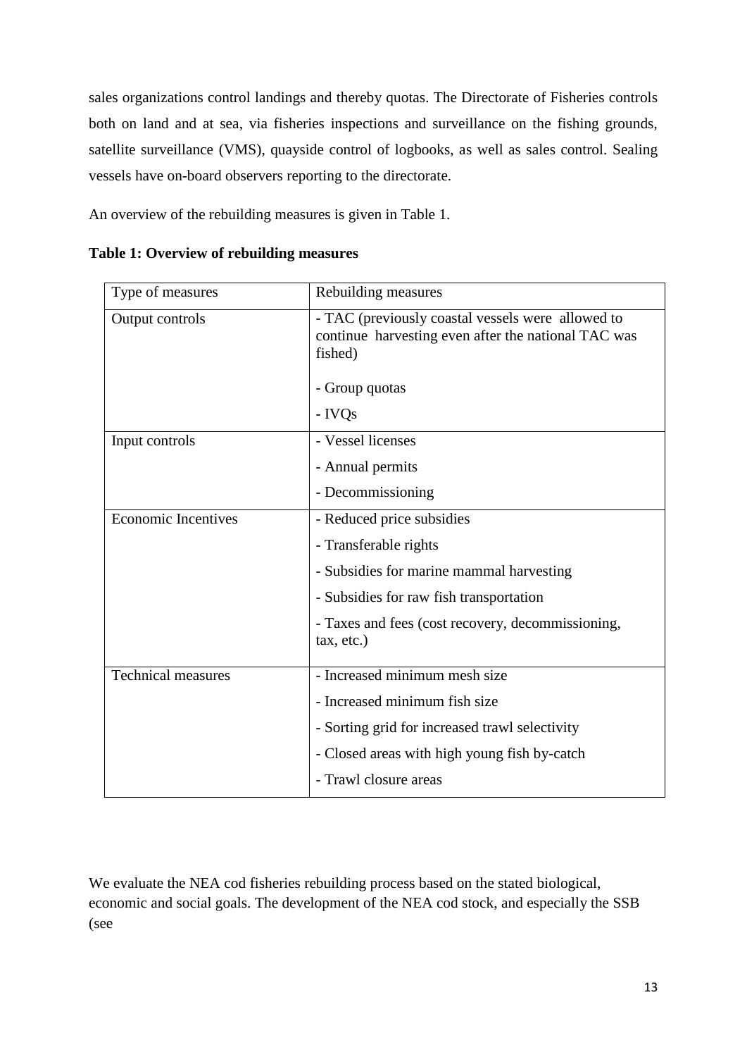sales organizations control landings and thereby quotas. The Directorate of Fisheries controls both on land and at sea, via fisheries inspections and surveillance on the fishing grounds, satellite surveillance (VMS), quayside control of logbooks, as well as sales control. Sealing vessels have on-board observers reporting to the directorate.

An overview of the rebuilding measures is given in Table 1.

**Table 1: Overview of rebuilding measures**

| Type of measures | Rebuilding measures |
|---|---|
| Output controls | - TAC (previously coastal vessels were allowed to continue harvesting even after the national TAC was fished)<br><br>- Group quotas<br>- IVQs |
| Input controls | - Vessel licenses<br>- Annual permits<br>- Decommissioning |
| Economic Incentives | - Reduced price subsidies<br>- Transferable rights<br>- Subsidies for marine mammal harvesting<br>- Subsidies for raw fish transportation<br>- Taxes and fees (cost recovery, decommissioning, tax, etc.) |
| Technical measures | - Increased minimum mesh size<br>- Increased minimum fish size<br>- Sorting grid for increased trawl selectivity<br>- Closed areas with high young fish by-catch<br>- Trawl closure areas |

We evaluate the NEA cod fisheries rebuilding process based on the stated biological, economic and social goals. The development of the NEA cod stock, and especially the SSB (see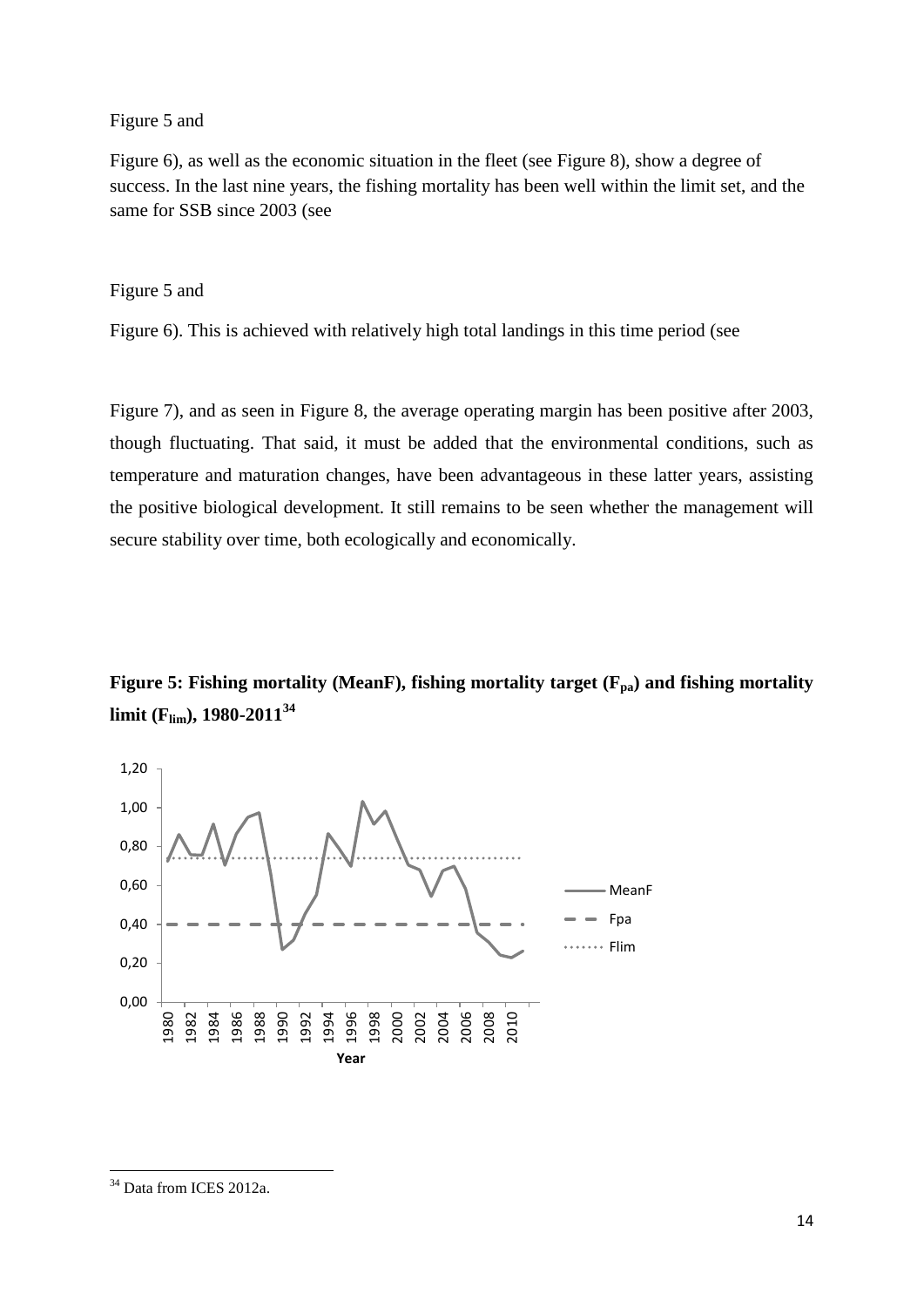Figure 5 and

Figure 6), as well as the economic situation in the fleet (see Figure 8), show a degree of success. In the last nine years, the fishing mortality has been well within the limit set, and the same for SSB since 2003 (see

Figure 5 and

Figure 6). This is achieved with relatively high total landings in this time period (see

Figure 7), and as seen in Figure 8, the average operating margin has been positive after 2003, though fluctuating. That said, it must be added that the environmental conditions, such as temperature and maturation changes, have been advantageous in these latter years, assisting the positive biological development. It still remains to be seen whether the management will secure stability over time, both ecologically and economically.

**Figure 5: Fishing mortality (MeanF), fishing mortality target ($F_{pa}$) and fishing mortality limit ($F_{lim}$), 1980-2011**[34]

[34] Data from ICES 2012a.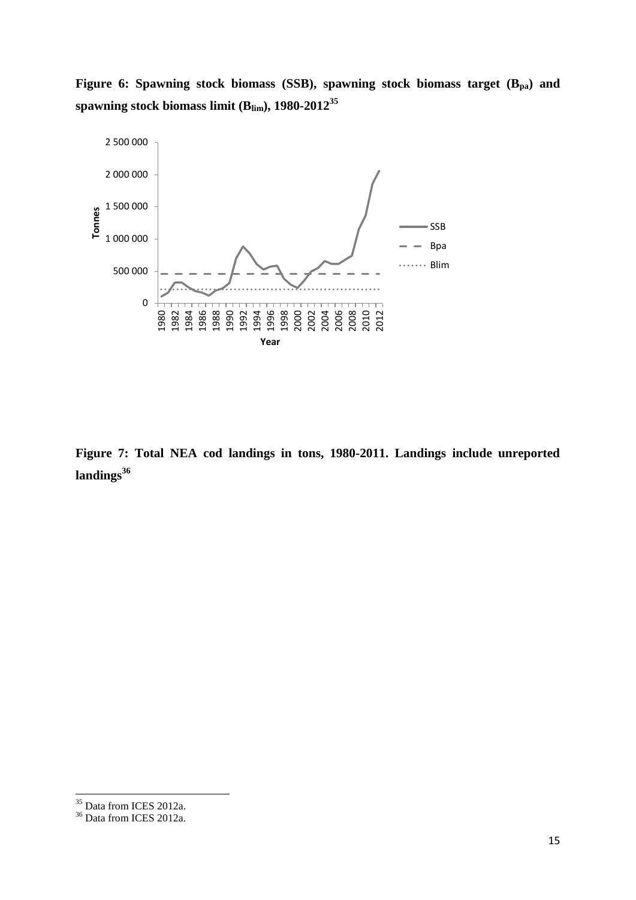**Figure 6: Spawning stock biomass (SSB), spawning stock biomass target ($B_{pa}$) and spawning stock biomass limit ($B_{lim}$), 1980-2012**[35]

**Figure 7: Total NEA cod landings in tons, 1980-2011. Landings include unreported landings**[36]

---

[35] Data from ICES 2012a.

[36] Data from ICES 2012a.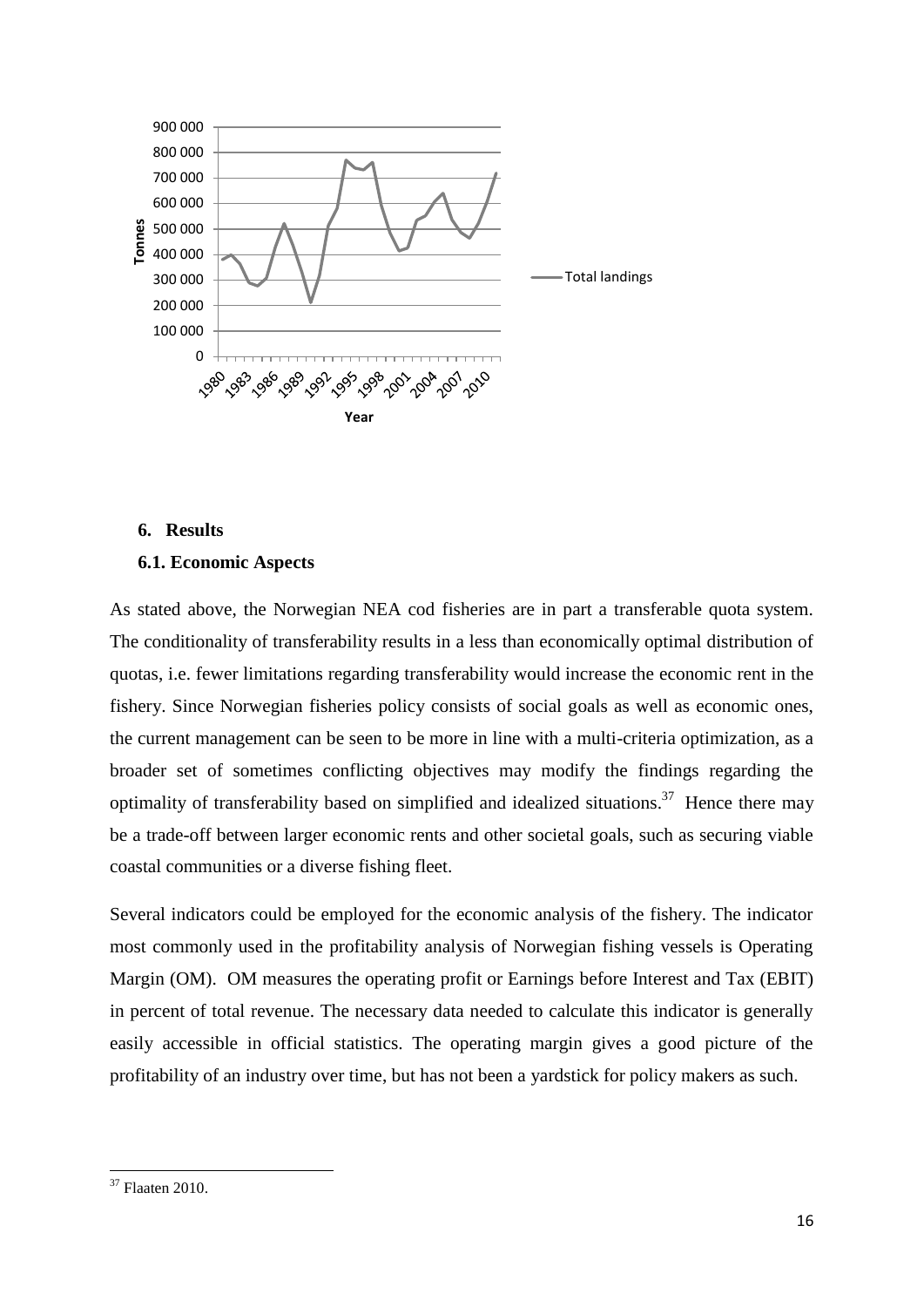## 6. Results

### 6.1. Economic Aspects

As stated above, the Norwegian NEA cod fisheries are in part a transferable quota system. The conditionality of transferability results in a less than economically optimal distribution of quotas, i.e. fewer limitations regarding transferability would increase the economic rent in the fishery. Since Norwegian fisheries policy consists of social goals as well as economic ones, the current management can be seen to be more in line with a multi-criteria optimization, as a broader set of sometimes conflicting objectives may modify the findings regarding the optimality of transferability based on simplified and idealized situations.[37] Hence there may be a trade-off between larger economic rents and other societal goals, such as securing viable coastal communities or a diverse fishing fleet.

Several indicators could be employed for the economic analysis of the fishery. The indicator most commonly used in the profitability analysis of Norwegian fishing vessels is Operating Margin (OM). OM measures the operating profit or Earnings before Interest and Tax (EBIT) in percent of total revenue. The necessary data needed to calculate this indicator is generally easily accessible in official statistics. The operating margin gives a good picture of the profitability of an industry over time, but has not been a yardstick for policy makers as such.

[37] Flaaten 2010.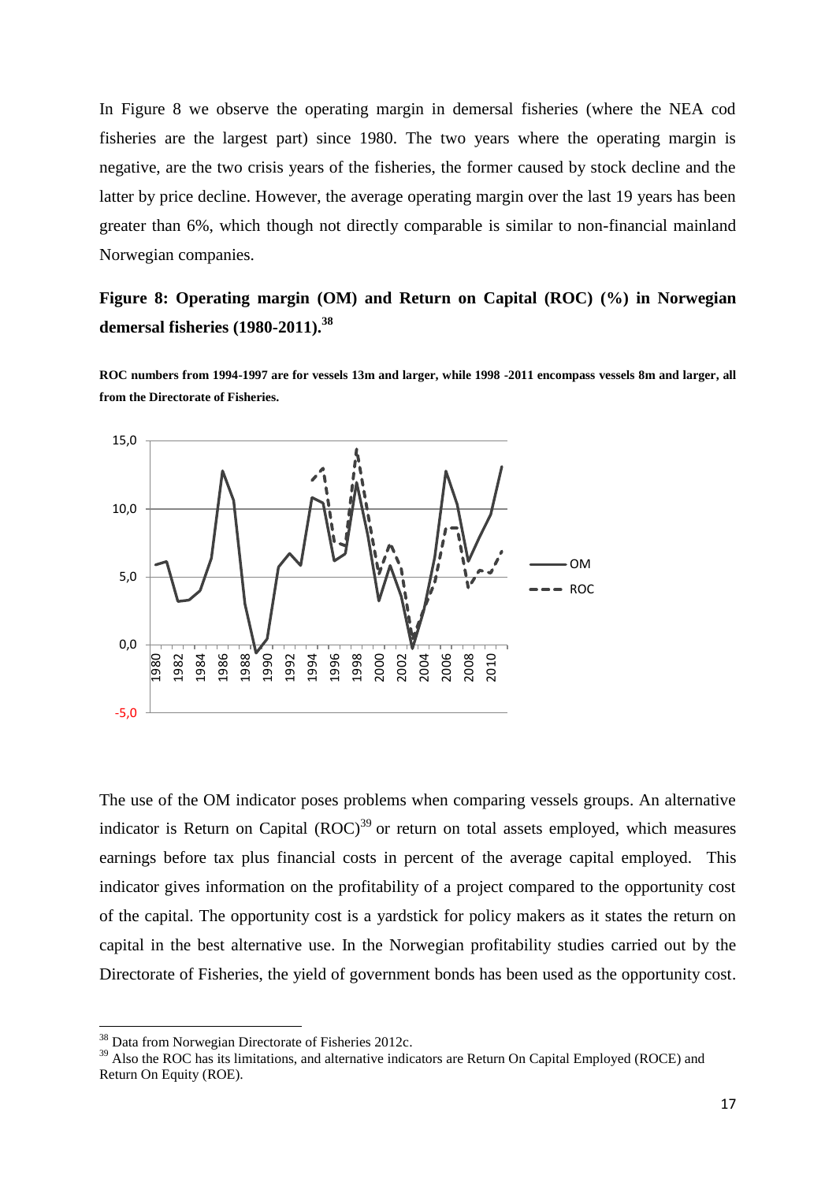In Figure 8 we observe the operating margin in demersal fisheries (where the NEA cod fisheries are the largest part) since 1980. The two years where the operating margin is negative, are the two crisis years of the fisheries, the former caused by stock decline and the latter by price decline. However, the average operating margin over the last 19 years has been greater than 6%, which though not directly comparable is similar to non-financial mainland Norwegian companies.

**Figure 8: Operating margin (OM) and Return on Capital (ROC) (%) in Norwegian demersal fisheries (1980-2011).[38]**

**ROC numbers from 1994-1997 are for vessels 13m and larger, while 1998 -2011 encompass vessels 8m and larger, all from the Directorate of Fisheries.**

The use of the OM indicator poses problems when comparing vessels groups. An alternative indicator is Return on Capital (ROC)[39] or return on total assets employed, which measures earnings before tax plus financial costs in percent of the average capital employed. This indicator gives information on the profitability of a project compared to the opportunity cost of the capital. The opportunity cost is a yardstick for policy makers as it states the return on capital in the best alternative use. In the Norwegian profitability studies carried out by the Directorate of Fisheries, the yield of government bonds has been used as the opportunity cost.

---

[38] Data from Norwegian Directorate of Fisheries 2012c.

[39] Also the ROC has its limitations, and alternative indicators are Return On Capital Employed (ROCE) and Return On Equity (ROE).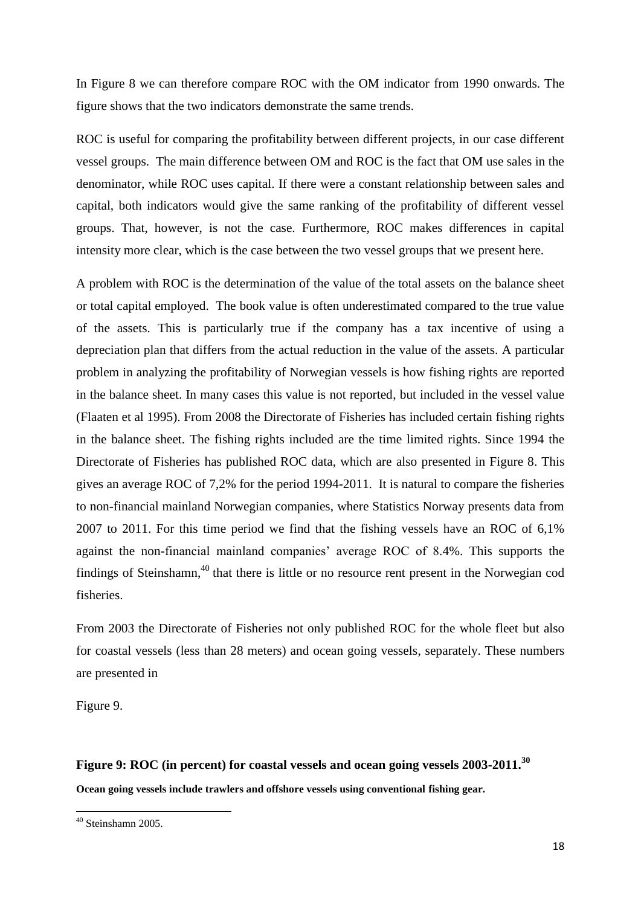In Figure 8 we can therefore compare ROC with the OM indicator from 1990 onwards. The figure shows that the two indicators demonstrate the same trends.

ROC is useful for comparing the profitability between different projects, in our case different vessel groups. The main difference between OM and ROC is the fact that OM use sales in the denominator, while ROC uses capital. If there were a constant relationship between sales and capital, both indicators would give the same ranking of the profitability of different vessel groups. That, however, is not the case. Furthermore, ROC makes differences in capital intensity more clear, which is the case between the two vessel groups that we present here.

A problem with ROC is the determination of the value of the total assets on the balance sheet or total capital employed. The book value is often underestimated compared to the true value of the assets. This is particularly true if the company has a tax incentive of using a depreciation plan that differs from the actual reduction in the value of the assets. A particular problem in analyzing the profitability of Norwegian vessels is how fishing rights are reported in the balance sheet. In many cases this value is not reported, but included in the vessel value (Flaaten et al 1995). From 2008 the Directorate of Fisheries has included certain fishing rights in the balance sheet. The fishing rights included are the time limited rights. Since 1994 the Directorate of Fisheries has published ROC data, which are also presented in Figure 8. This gives an average ROC of 7,2% for the period 1994-2011. It is natural to compare the fisheries to non-financial mainland Norwegian companies, where Statistics Norway presents data from 2007 to 2011. For this time period we find that the fishing vessels have an ROC of 6,1% against the non-financial mainland companies' average ROC of 8.4%. This supports the findings of Steinshamn,[40] that there is little or no resource rent present in the Norwegian cod fisheries.

From 2003 the Directorate of Fisheries not only published ROC for the whole fleet but also for coastal vessels (less than 28 meters) and ocean going vessels, separately. These numbers are presented in

Figure 9.

**Figure 9: ROC (in percent) for coastal vessels and ocean going vessels 2003-2011.[30]**

**Ocean going vessels include trawlers and offshore vessels using conventional fishing gear.**

[40] Steinshamn 2005.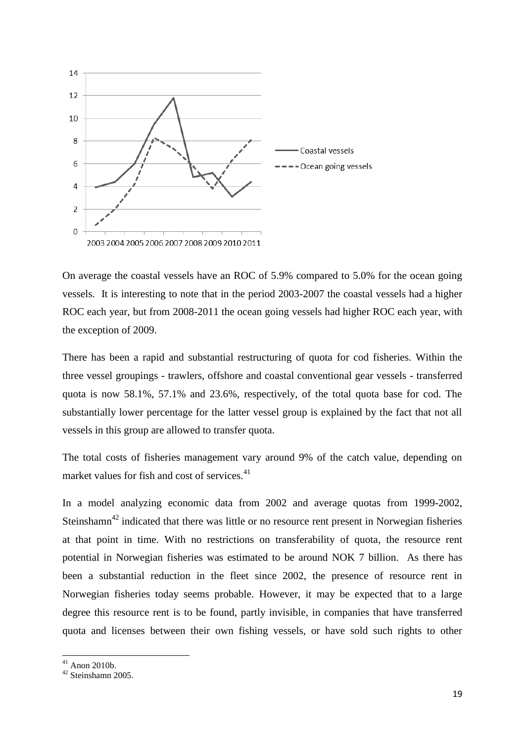On average the coastal vessels have an ROC of 5.9% compared to 5.0% for the ocean going vessels. It is interesting to note that in the period 2003-2007 the coastal vessels had a higher ROC each year, but from 2008-2011 the ocean going vessels had higher ROC each year, with the exception of 2009.

There has been a rapid and substantial restructuring of quota for cod fisheries. Within the three vessel groupings - trawlers, offshore and coastal conventional gear vessels - transferred quota is now 58.1%, 57.1% and 23.6%, respectively, of the total quota base for cod. The substantially lower percentage for the latter vessel group is explained by the fact that not all vessels in this group are allowed to transfer quota.

The total costs of fisheries management vary around 9% of the catch value, depending on market values for fish and cost of services.[41]

In a model analyzing economic data from 2002 and average quotas from 1999-2002, Steinshamn[42] indicated that there was little or no resource rent present in Norwegian fisheries at that point in time. With no restrictions on transferability of quota, the resource rent potential in Norwegian fisheries was estimated to be around NOK 7 billion. As there has been a substantial reduction in the fleet since 2002, the presence of resource rent in Norwegian fisheries today seems probable. However, it may be expected that to a large degree this resource rent is to be found, partly invisible, in companies that have transferred quota and licenses between their own fishing vessels, or have sold such rights to other

---

[41] Anon 2010b.

[42] Steinshamn 2005.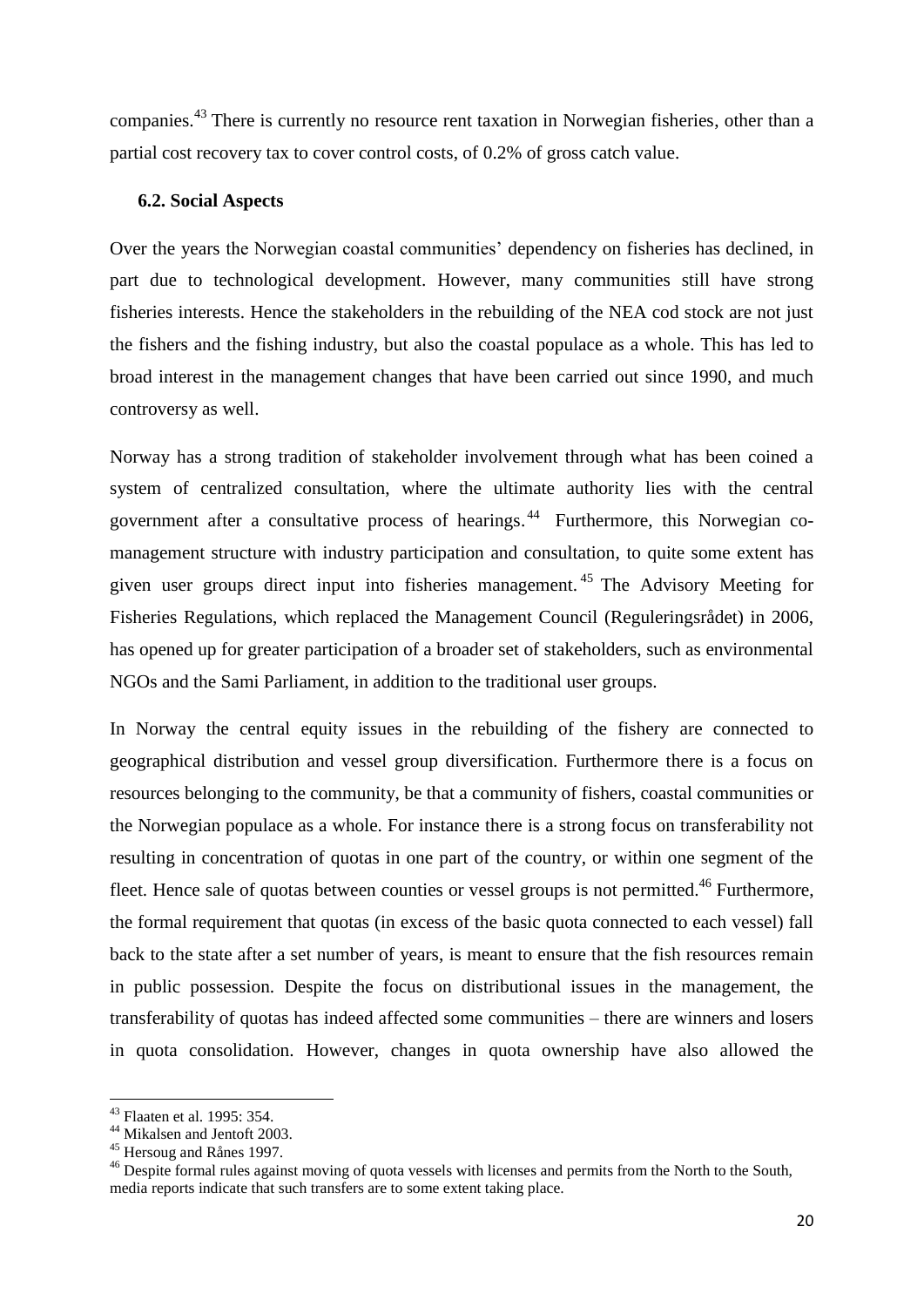companies.[43] There is currently no resource rent taxation in Norwegian fisheries, other than a partial cost recovery tax to cover control costs, of 0.2% of gross catch value.

### 6.2. Social Aspects

Over the years the Norwegian coastal communities' dependency on fisheries has declined, in part due to technological development. However, many communities still have strong fisheries interests. Hence the stakeholders in the rebuilding of the NEA cod stock are not just the fishers and the fishing industry, but also the coastal populace as a whole. This has led to broad interest in the management changes that have been carried out since 1990, and much controversy as well.

Norway has a strong tradition of stakeholder involvement through what has been coined a system of centralized consultation, where the ultimate authority lies with the central government after a consultative process of hearings.[44] Furthermore, this Norwegian co-management structure with industry participation and consultation, to quite some extent has given user groups direct input into fisheries management.[45] The Advisory Meeting for Fisheries Regulations, which replaced the Management Council (Reguleringsrådet) in 2006, has opened up for greater participation of a broader set of stakeholders, such as environmental NGOs and the Sami Parliament, in addition to the traditional user groups.

In Norway the central equity issues in the rebuilding of the fishery are connected to geographical distribution and vessel group diversification. Furthermore there is a focus on resources belonging to the community, be that a community of fishers, coastal communities or the Norwegian populace as a whole. For instance there is a strong focus on transferability not resulting in concentration of quotas in one part of the country, or within one segment of the fleet. Hence sale of quotas between counties or vessel groups is not permitted.[46] Furthermore, the formal requirement that quotas (in excess of the basic quota connected to each vessel) fall back to the state after a set number of years, is meant to ensure that the fish resources remain in public possession. Despite the focus on distributional issues in the management, the transferability of quotas has indeed affected some communities – there are winners and losers in quota consolidation. However, changes in quota ownership have also allowed the

---

[43] Flaaten et al. 1995: 354.

[44] Mikalsen and Jentoft 2003.

[45] Hersoug and Rånes 1997.

[46] Despite formal rules against moving of quota vessels with licenses and permits from the North to the South, media reports indicate that such transfers are to some extent taking place.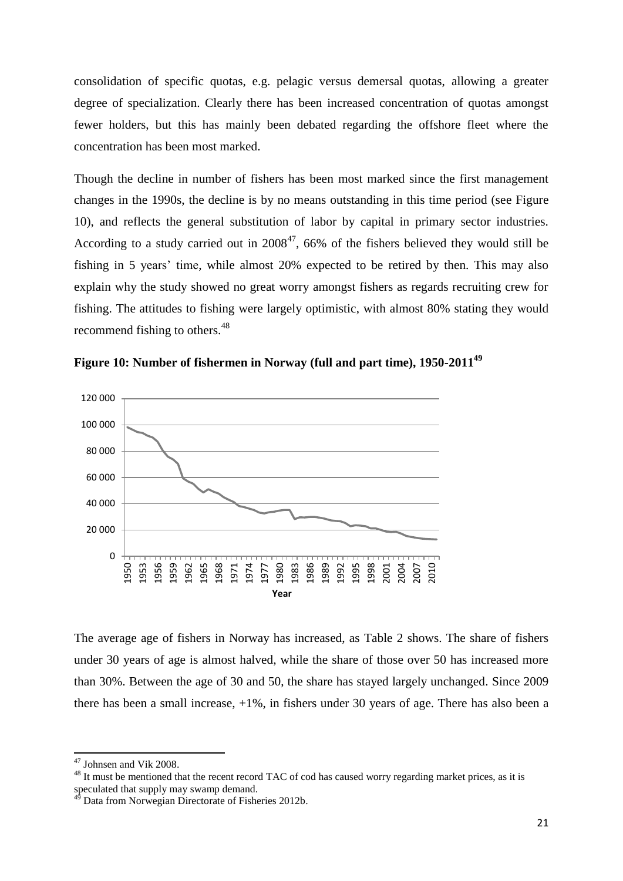consolidation of specific quotas, e.g. pelagic versus demersal quotas, allowing a greater degree of specialization. Clearly there has been increased concentration of quotas amongst fewer holders, but this has mainly been debated regarding the offshore fleet where the concentration has been most marked.

Though the decline in number of fishers has been most marked since the first management changes in the 1990s, the decline is by no means outstanding in this time period (see Figure 10), and reflects the general substitution of labor by capital in primary sector industries. According to a study carried out in 2008[47], 66% of the fishers believed they would still be fishing in 5 years' time, while almost 20% expected to be retired by then. This may also explain why the study showed no great worry amongst fishers as regards recruiting crew for fishing. The attitudes to fishing were largely optimistic, with almost 80% stating they would recommend fishing to others.[48]

**Figure 10: Number of fishermen in Norway (full and part time), 1950-2011[49]**

The average age of fishers in Norway has increased, as Table 2 shows. The share of fishers under 30 years of age is almost halved, while the share of those over 50 has increased more than 30%. Between the age of 30 and 50, the share has stayed largely unchanged. Since 2009 there has been a small increase, +1%, in fishers under 30 years of age. There has also been a

---

[47] Johnsen and Vik 2008.

[48] It must be mentioned that the recent record TAC of cod has caused worry regarding market prices, as it is speculated that supply may swamp demand.

[49] Data from Norwegian Directorate of Fisheries 2012b.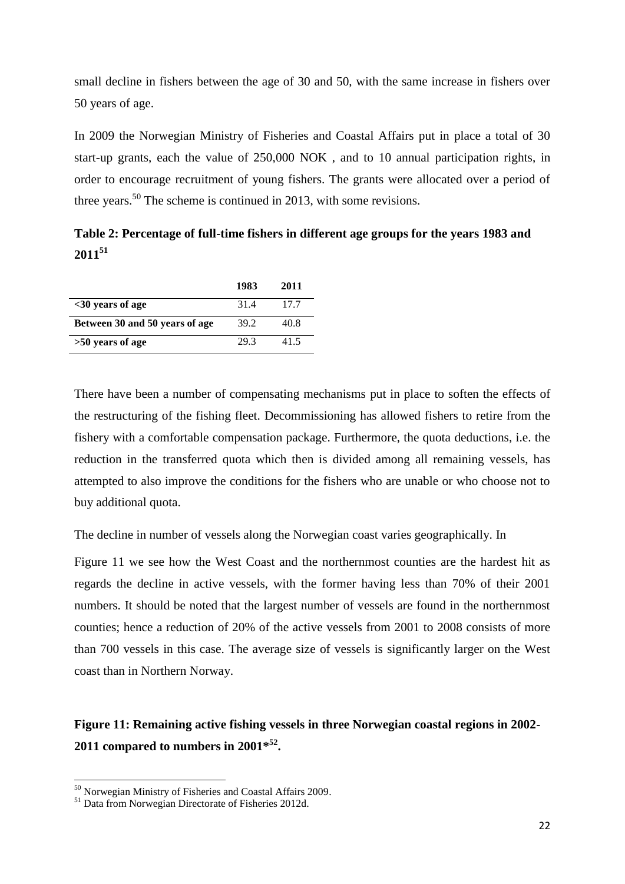small decline in fishers between the age of 30 and 50, with the same increase in fishers over 50 years of age.

In 2009 the Norwegian Ministry of Fisheries and Coastal Affairs put in place a total of 30 start-up grants, each the value of 250,000 NOK , and to 10 annual participation rights, in order to encourage recruitment of young fishers. The grants were allocated over a period of three years.[50] The scheme is continued in 2013, with some revisions.

**Table 2: Percentage of full-time fishers in different age groups for the years 1983 and 2011[51]**

| | 1983 | 2011 |
|---|---|---|
| **<30 years of age** | 31.4 | 17.7 |
| **Between 30 and 50 years of age** | 39.2 | 40.8 |
| **>50 years of age** | 29.3 | 41.5 |

There have been a number of compensating mechanisms put in place to soften the effects of the restructuring of the fishing fleet. Decommissioning has allowed fishers to retire from the fishery with a comfortable compensation package. Furthermore, the quota deductions, i.e. the reduction in the transferred quota which then is divided among all remaining vessels, has attempted to also improve the conditions for the fishers who are unable or who choose not to buy additional quota.

The decline in number of vessels along the Norwegian coast varies geographically. In

Figure 11 we see how the West Coast and the northernmost counties are the hardest hit as regards the decline in active vessels, with the former having less than 70% of their 2001 numbers. It should be noted that the largest number of vessels are found in the northernmost counties; hence a reduction of 20% of the active vessels from 2001 to 2008 consists of more than 700 vessels in this case. The average size of vessels is significantly larger on the West coast than in Northern Norway.

**Figure 11: Remaining active fishing vessels in three Norwegian coastal regions in 2002-2011 compared to numbers in 2001*[52].**

[50] Norwegian Ministry of Fisheries and Coastal Affairs 2009.

[51] Data from Norwegian Directorate of Fisheries 2012d.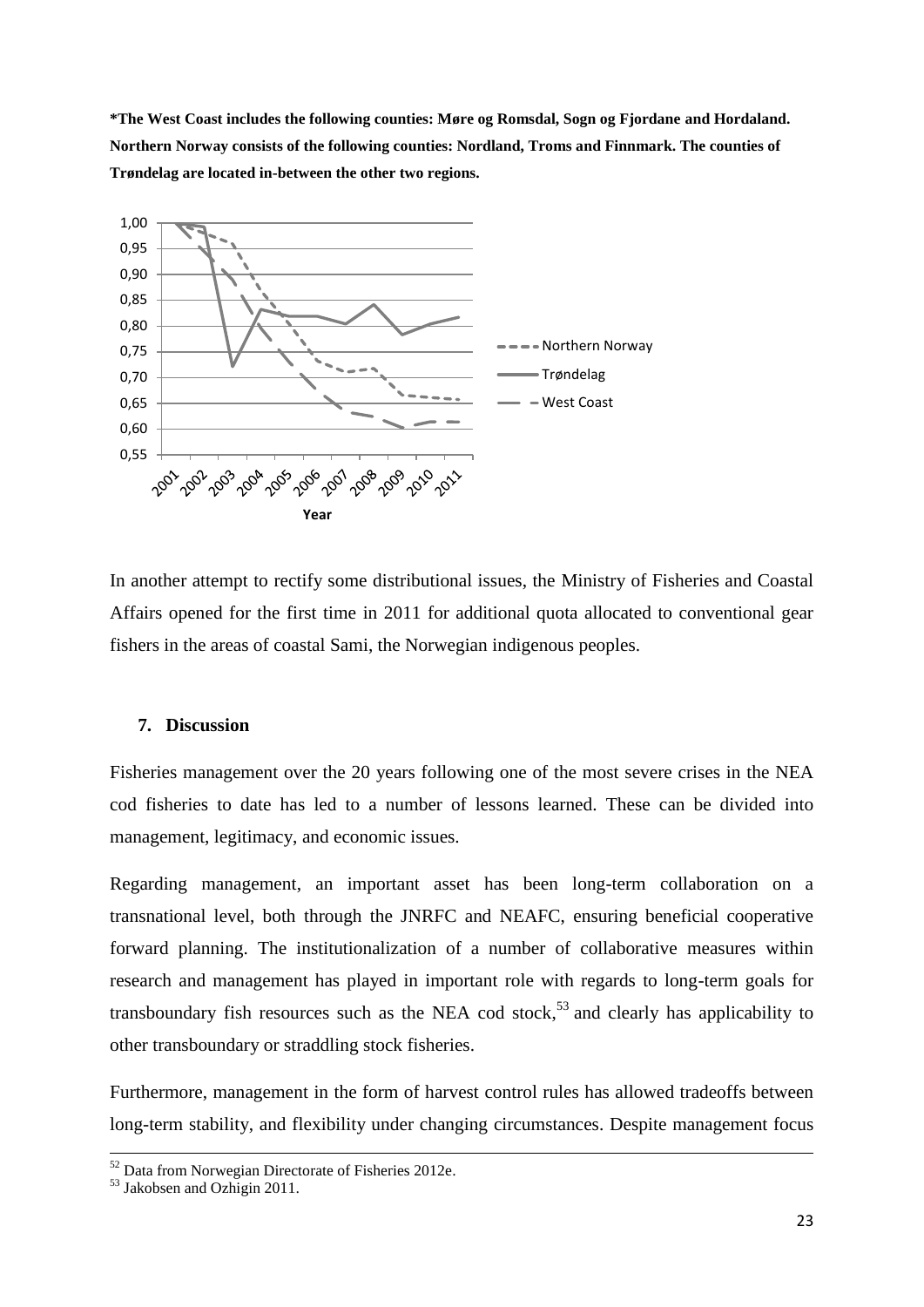**\*The West Coast includes the following counties: Møre og Romsdal, Sogn og Fjordane and Hordaland. Northern Norway consists of the following counties: Nordland, Troms and Finnmark. The counties of Trøndelag are located in-between the other two regions.**

In another attempt to rectify some distributional issues, the Ministry of Fisheries and Coastal Affairs opened for the first time in 2011 for additional quota allocated to conventional gear fishers in the areas of coastal Sami, the Norwegian indigenous peoples.

## 7. Discussion

Fisheries management over the 20 years following one of the most severe crises in the NEA cod fisheries to date has led to a number of lessons learned. These can be divided into management, legitimacy, and economic issues.

Regarding management, an important asset has been long-term collaboration on a transnational level, both through the JNRFC and NEAFC, ensuring beneficial cooperative forward planning. The institutionalization of a number of collaborative measures within research and management has played in important role with regards to long-term goals for transboundary fish resources such as the NEA cod stock,[53] and clearly has applicability to other transboundary or straddling stock fisheries.

Furthermore, management in the form of harvest control rules has allowed tradeoffs between long-term stability, and flexibility under changing circumstances. Despite management focus

---

[52] Data from Norwegian Directorate of Fisheries 2012e.

[53] Jakobsen and Ozhigin 2011.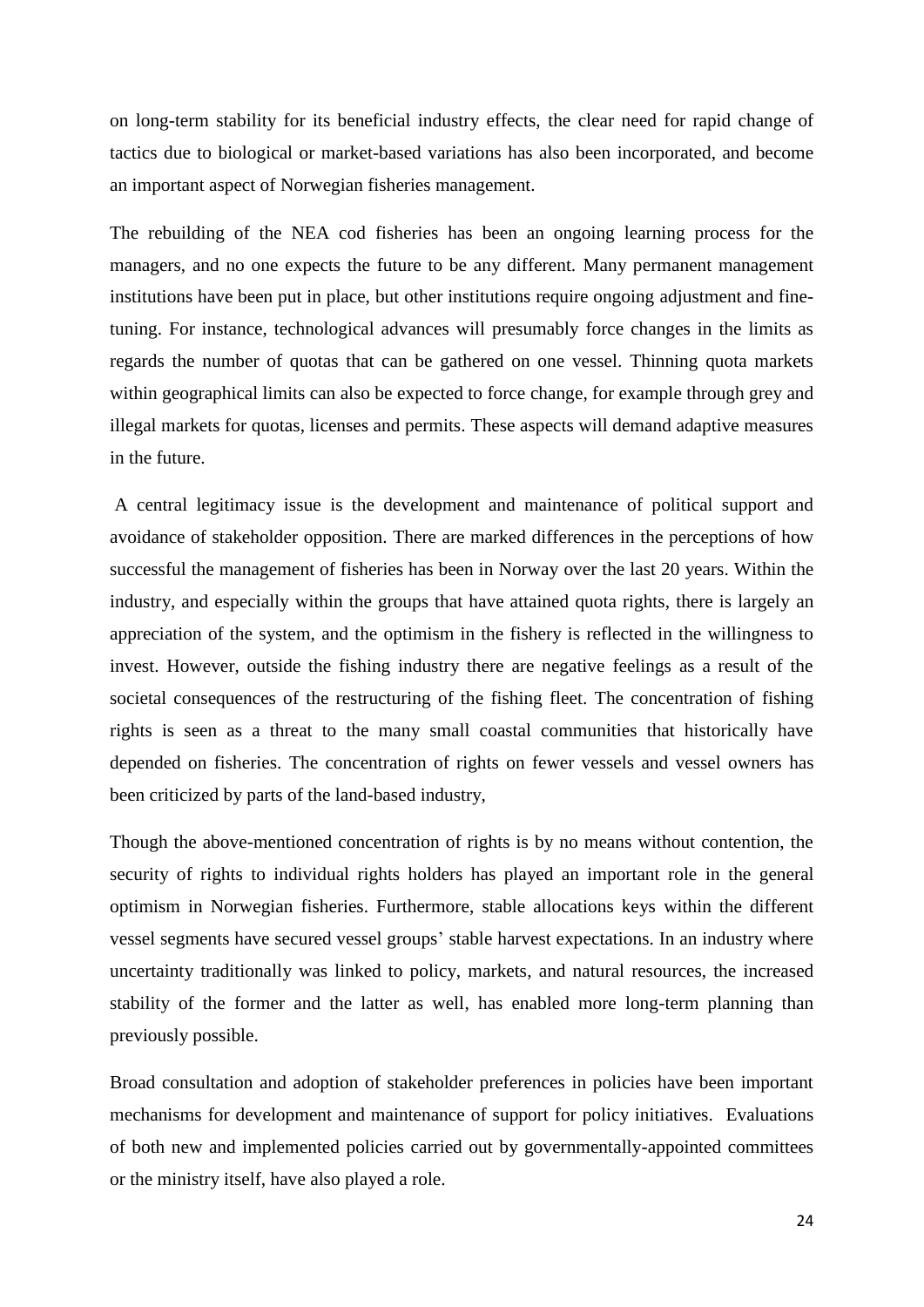on long-term stability for its beneficial industry effects, the clear need for rapid change of tactics due to biological or market-based variations has also been incorporated, and become an important aspect of Norwegian fisheries management.

The rebuilding of the NEA cod fisheries has been an ongoing learning process for the managers, and no one expects the future to be any different. Many permanent management institutions have been put in place, but other institutions require ongoing adjustment and fine-tuning. For instance, technological advances will presumably force changes in the limits as regards the number of quotas that can be gathered on one vessel. Thinning quota markets within geographical limits can also be expected to force change, for example through grey and illegal markets for quotas, licenses and permits. These aspects will demand adaptive measures in the future.

A central legitimacy issue is the development and maintenance of political support and avoidance of stakeholder opposition. There are marked differences in the perceptions of how successful the management of fisheries has been in Norway over the last 20 years. Within the industry, and especially within the groups that have attained quota rights, there is largely an appreciation of the system, and the optimism in the fishery is reflected in the willingness to invest. However, outside the fishing industry there are negative feelings as a result of the societal consequences of the restructuring of the fishing fleet. The concentration of fishing rights is seen as a threat to the many small coastal communities that historically have depended on fisheries. The concentration of rights on fewer vessels and vessel owners has been criticized by parts of the land-based industry,

Though the above-mentioned concentration of rights is by no means without contention, the security of rights to individual rights holders has played an important role in the general optimism in Norwegian fisheries. Furthermore, stable allocations keys within the different vessel segments have secured vessel groups' stable harvest expectations. In an industry where uncertainty traditionally was linked to policy, markets, and natural resources, the increased stability of the former and the latter as well, has enabled more long-term planning than previously possible.

Broad consultation and adoption of stakeholder preferences in policies have been important mechanisms for development and maintenance of support for policy initiatives. Evaluations of both new and implemented policies carried out by governmentally-appointed committees or the ministry itself, have also played a role.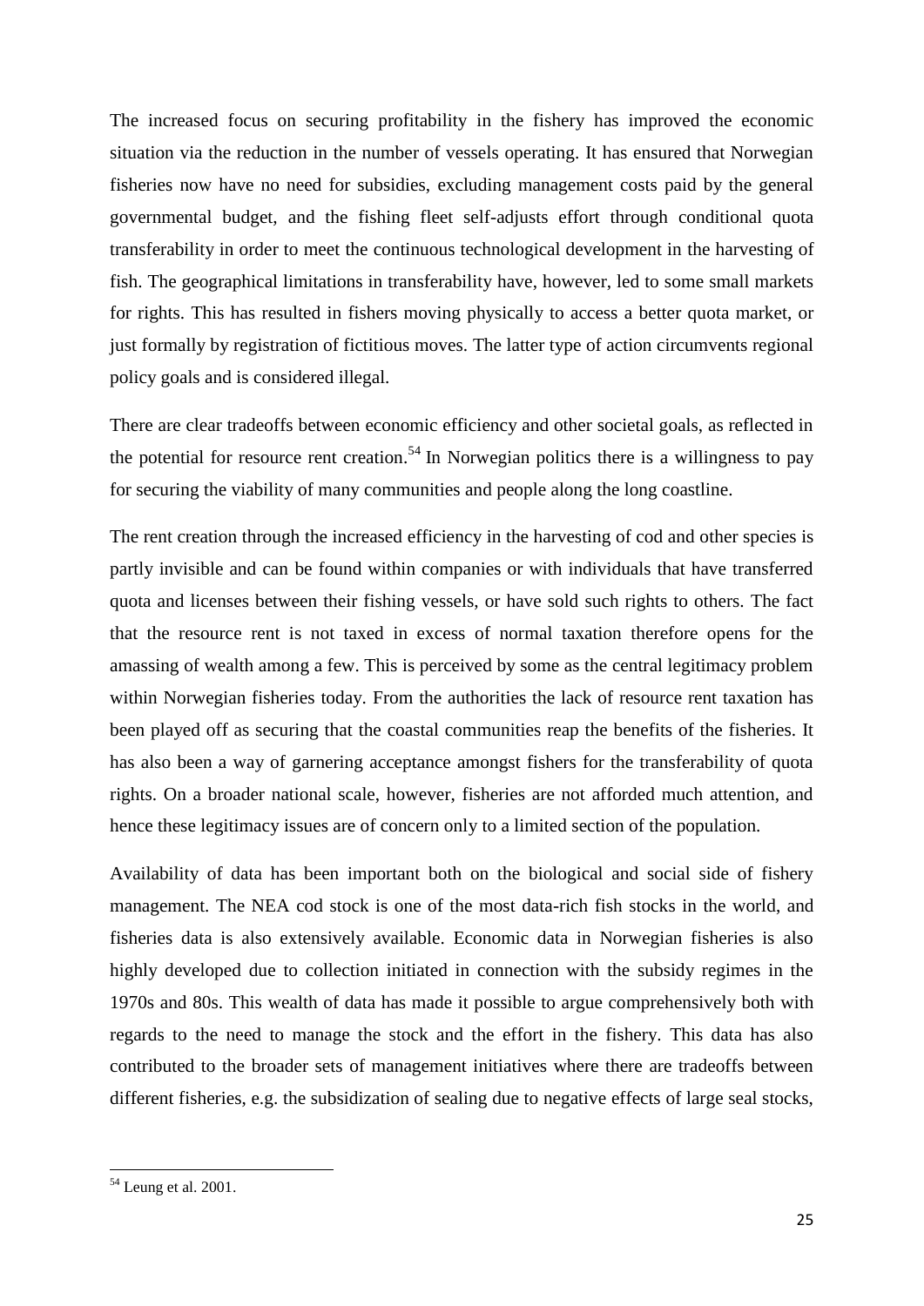The increased focus on securing profitability in the fishery has improved the economic situation via the reduction in the number of vessels operating. It has ensured that Norwegian fisheries now have no need for subsidies, excluding management costs paid by the general governmental budget, and the fishing fleet self-adjusts effort through conditional quota transferability in order to meet the continuous technological development in the harvesting of fish. The geographical limitations in transferability have, however, led to some small markets for rights. This has resulted in fishers moving physically to access a better quota market, or just formally by registration of fictitious moves. The latter type of action circumvents regional policy goals and is considered illegal.

There are clear tradeoffs between economic efficiency and other societal goals, as reflected in the potential for resource rent creation.[54] In Norwegian politics there is a willingness to pay for securing the viability of many communities and people along the long coastline.

The rent creation through the increased efficiency in the harvesting of cod and other species is partly invisible and can be found within companies or with individuals that have transferred quota and licenses between their fishing vessels, or have sold such rights to others. The fact that the resource rent is not taxed in excess of normal taxation therefore opens for the amassing of wealth among a few. This is perceived by some as the central legitimacy problem within Norwegian fisheries today. From the authorities the lack of resource rent taxation has been played off as securing that the coastal communities reap the benefits of the fisheries. It has also been a way of garnering acceptance amongst fishers for the transferability of quota rights. On a broader national scale, however, fisheries are not afforded much attention, and hence these legitimacy issues are of concern only to a limited section of the population.

Availability of data has been important both on the biological and social side of fishery management. The NEA cod stock is one of the most data-rich fish stocks in the world, and fisheries data is also extensively available. Economic data in Norwegian fisheries is also highly developed due to collection initiated in connection with the subsidy regimes in the 1970s and 80s. This wealth of data has made it possible to argue comprehensively both with regards to the need to manage the stock and the effort in the fishery. This data has also contributed to the broader sets of management initiatives where there are tradeoffs between different fisheries, e.g. the subsidization of sealing due to negative effects of large seal stocks,

[54] Leung et al. 2001.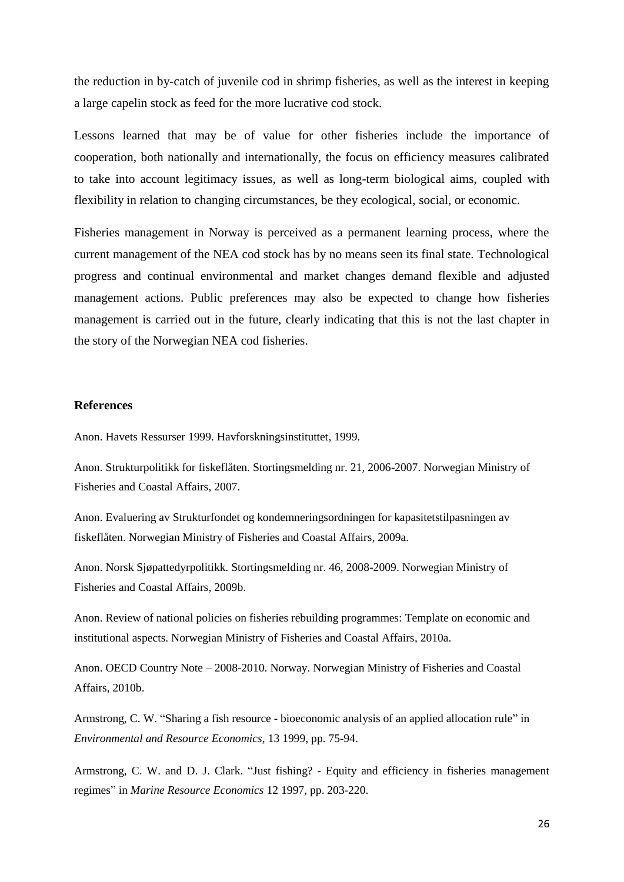the reduction in by-catch of juvenile cod in shrimp fisheries, as well as the interest in keeping a large capelin stock as feed for the more lucrative cod stock.

Lessons learned that may be of value for other fisheries include the importance of cooperation, both nationally and internationally, the focus on efficiency measures calibrated to take into account legitimacy issues, as well as long-term biological aims, coupled with flexibility in relation to changing circumstances, be they ecological, social, or economic.

Fisheries management in Norway is perceived as a permanent learning process, where the current management of the NEA cod stock has by no means seen its final state. Technological progress and continual environmental and market changes demand flexible and adjusted management actions. Public preferences may also be expected to change how fisheries management is carried out in the future, clearly indicating that this is not the last chapter in the story of the Norwegian NEA cod fisheries.

## References

Anon. Havets Ressurser 1999. Havforskningsinstituttet, 1999.

Anon. Strukturpolitikk for fiskeflåten. Stortingsmelding nr. 21, 2006-2007. Norwegian Ministry of Fisheries and Coastal Affairs, 2007.

Anon. Evaluering av Strukturfondet og kondemneringsordningen for kapasitetstilpasningen av fiskeflåten. Norwegian Ministry of Fisheries and Coastal Affairs, 2009a.

Anon. Norsk Sjøpattedyrpolitikk. Stortingsmelding nr. 46, 2008-2009. Norwegian Ministry of Fisheries and Coastal Affairs, 2009b.

Anon. Review of national policies on fisheries rebuilding programmes: Template on economic and institutional aspects. Norwegian Ministry of Fisheries and Coastal Affairs, 2010a.

Anon. OECD Country Note – 2008-2010. Norway. Norwegian Ministry of Fisheries and Coastal Affairs, 2010b.

Armstrong, C. W. "Sharing a fish resource - bioeconomic analysis of an applied allocation rule" in *Environmental and Resource Economics*, 13 1999, pp. 75-94.

Armstrong, C. W. and D. J. Clark. "Just fishing? - Equity and efficiency in fisheries management regimes" in *Marine Resource Economics* 12 1997, pp. 203-220.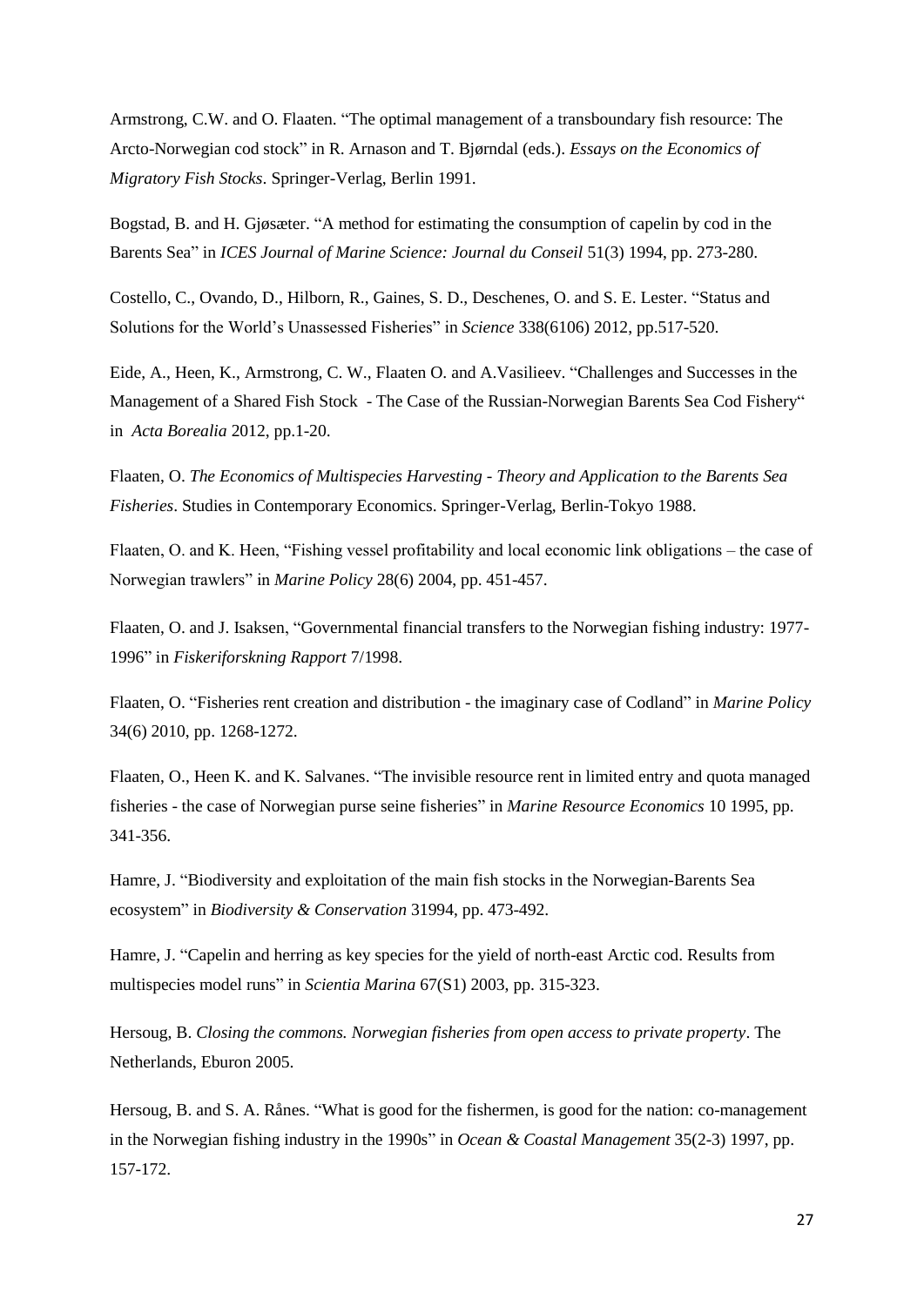Armstrong, C.W. and O. Flaaten. "The optimal management of a transboundary fish resource: The Arcto-Norwegian cod stock" in R. Arnason and T. Bjørndal (eds.). *Essays on the Economics of Migratory Fish Stocks*. Springer-Verlag, Berlin 1991.

Bogstad, B. and H. Gjøsæter. "A method for estimating the consumption of capelin by cod in the Barents Sea" in *ICES Journal of Marine Science: Journal du Conseil* 51(3) 1994, pp. 273-280.

Costello, C., Ovando, D., Hilborn, R., Gaines, S. D., Deschenes, O. and S. E. Lester. "Status and Solutions for the World's Unassessed Fisheries" in *Science* 338(6106) 2012, pp.517-520.

Eide, A., Heen, K., Armstrong, C. W., Flaaten O. and A.Vasilieev. "Challenges and Successes in the Management of a Shared Fish Stock - The Case of the Russian-Norwegian Barents Sea Cod Fishery" in *Acta Borealia* 2012, pp.1-20.

Flaaten, O. *The Economics of Multispecies Harvesting - Theory and Application to the Barents Sea Fisheries*. Studies in Contemporary Economics. Springer-Verlag, Berlin-Tokyo 1988.

Flaaten, O. and K. Heen, "Fishing vessel profitability and local economic link obligations – the case of Norwegian trawlers" in *Marine Policy* 28(6) 2004, pp. 451-457.

Flaaten, O. and J. Isaksen, "Governmental financial transfers to the Norwegian fishing industry: 1977-1996" in *Fiskeriforskning Rapport* 7/1998.

Flaaten, O. "Fisheries rent creation and distribution - the imaginary case of Codland" in *Marine Policy* 34(6) 2010, pp. 1268-1272.

Flaaten, O., Heen K. and K. Salvanes. "The invisible resource rent in limited entry and quota managed fisheries - the case of Norwegian purse seine fisheries" in *Marine Resource Economics* 10 1995, pp. 341-356.

Hamre, J. "Biodiversity and exploitation of the main fish stocks in the Norwegian-Barents Sea ecosystem" in *Biodiversity & Conservation* 31994, pp. 473-492.

Hamre, J. "Capelin and herring as key species for the yield of north-east Arctic cod. Results from multispecies model runs" in *Scientia Marina* 67(S1) 2003, pp. 315-323.

Hersoug, B. *Closing the commons. Norwegian fisheries from open access to private property*. The Netherlands, Eburon 2005.

Hersoug, B. and S. A. Rånes. "What is good for the fishermen, is good for the nation: co-management in the Norwegian fishing industry in the 1990s" in *Ocean & Coastal Management* 35(2-3) 1997, pp. 157-172.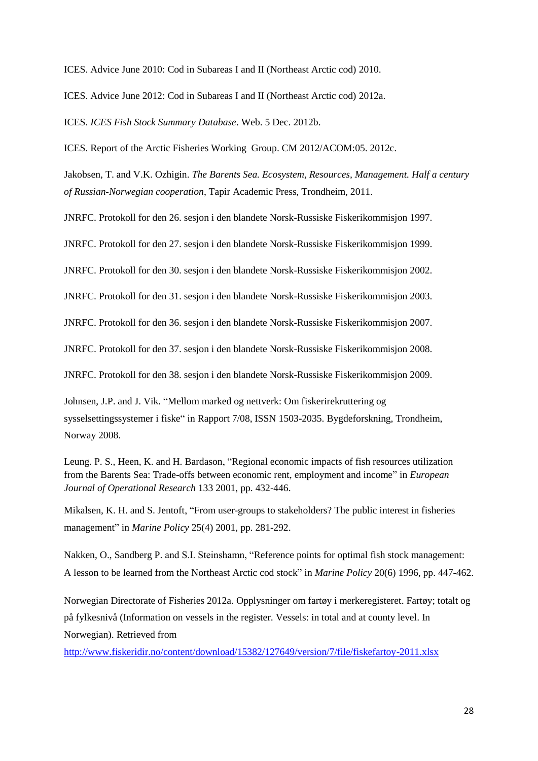ICES. Advice June 2010: Cod in Subareas I and II (Northeast Arctic cod) 2010.

ICES. Advice June 2012: Cod in Subareas I and II (Northeast Arctic cod) 2012a.

ICES. *ICES Fish Stock Summary Database*. Web. 5 Dec. 2012b.

ICES. Report of the Arctic Fisheries Working Group. CM 2012/ACOM:05. 2012c.

Jakobsen, T. and V.K. Ozhigin. *The Barents Sea. Ecosystem, Resources, Management. Half a century of Russian-Norwegian cooperation*, Tapir Academic Press, Trondheim, 2011.

JNRFC. Protokoll for den 26. sesjon i den blandete Norsk-Russiske Fiskerikommisjon 1997.

JNRFC. Protokoll for den 27. sesjon i den blandete Norsk-Russiske Fiskerikommisjon 1999.

JNRFC. Protokoll for den 30. sesjon i den blandete Norsk-Russiske Fiskerikommisjon 2002.

JNRFC. Protokoll for den 31. sesjon i den blandete Norsk-Russiske Fiskerikommisjon 2003.

JNRFC. Protokoll for den 36. sesjon i den blandete Norsk-Russiske Fiskerikommisjon 2007.

JNRFC. Protokoll for den 37. sesjon i den blandete Norsk-Russiske Fiskerikommisjon 2008.

JNRFC. Protokoll for den 38. sesjon i den blandete Norsk-Russiske Fiskerikommisjon 2009.

Johnsen, J.P. and J. Vik. "Mellom marked og nettverk: Om fiskerirekruttering og sysselsettingssystemer i fiske" in Rapport 7/08, ISSN 1503-2035. Bygdeforskning, Trondheim, Norway 2008.

Leung. P. S., Heen, K. and H. Bardason, "Regional economic impacts of fish resources utilization from the Barents Sea: Trade-offs between economic rent, employment and income" in *European Journal of Operational Research* 133 2001, pp. 432-446.

Mikalsen, K. H. and S. Jentoft, "From user-groups to stakeholders? The public interest in fisheries management" in *Marine Policy* 25(4) 2001, pp. 281-292.

Nakken, O., Sandberg P. and S.I. Steinshamn, "Reference points for optimal fish stock management: A lesson to be learned from the Northeast Arctic cod stock" in *Marine Policy* 20(6) 1996, pp. 447-462.

Norwegian Directorate of Fisheries 2012a. Opplysninger om fartøy i merkeregisteret. Fartøy; totalt og på fylkesnivå (Information on vessels in the register. Vessels: in total and at county level. In Norwegian). Retrieved from http://www.fiskeridir.no/content/download/15382/127649/version/7/file/fiskefartoy-2011.xlsx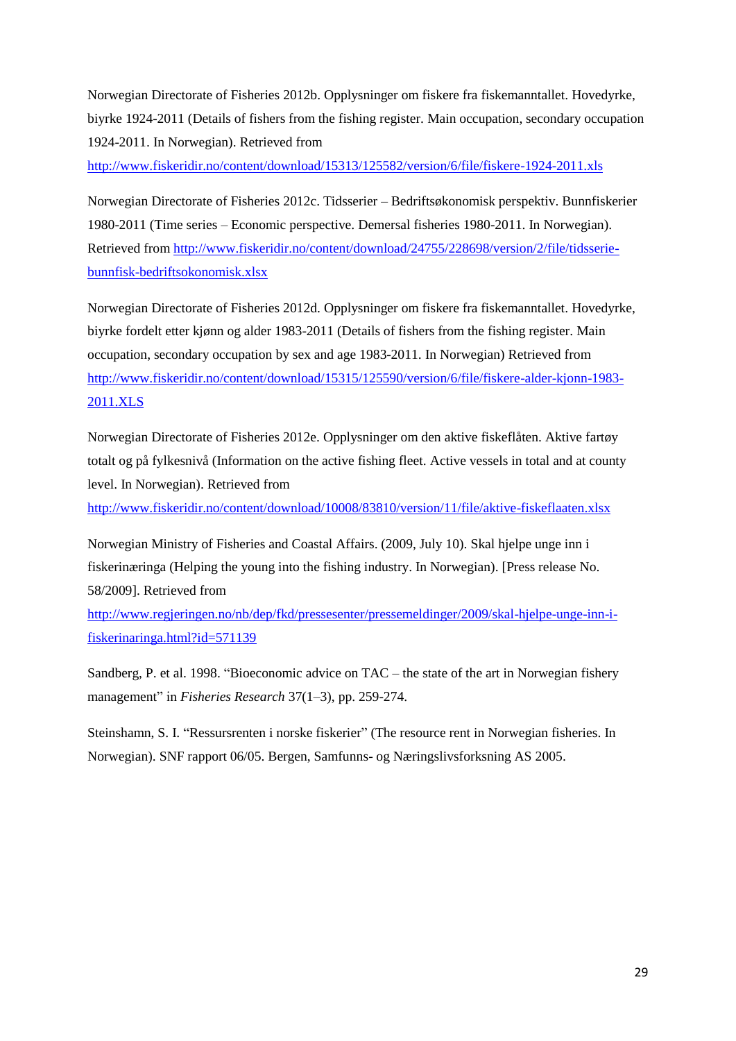Norwegian Directorate of Fisheries 2012b. Opplysninger om fiskere fra fiskemanntallet. Hovedyrke, biyrke 1924-2011 (Details of fishers from the fishing register. Main occupation, secondary occupation 1924-2011. In Norwegian). Retrieved from http://www.fiskeridir.no/content/download/15313/125582/version/6/file/fiskere-1924-2011.xls

Norwegian Directorate of Fisheries 2012c. Tidsserier – Bedriftsøkonomisk perspektiv. Bunnfiskerier 1980-2011 (Time series – Economic perspective. Demersal fisheries 1980-2011. In Norwegian). Retrieved from http://www.fiskeridir.no/content/download/24755/228698/version/2/file/tidsserie-bunnfisk-bedriftsokonomisk.xlsx

Norwegian Directorate of Fisheries 2012d. Opplysninger om fiskere fra fiskemanntallet. Hovedyrke, biyrke fordelt etter kjønn og alder 1983-2011 (Details of fishers from the fishing register. Main occupation, secondary occupation by sex and age 1983-2011. In Norwegian) Retrieved from http://www.fiskeridir.no/content/download/15315/125590/version/6/file/fiskere-alder-kjonn-1983-2011.XLS

Norwegian Directorate of Fisheries 2012e. Opplysninger om den aktive fiskeflåten. Aktive fartøy totalt og på fylkesnivå (Information on the active fishing fleet. Active vessels in total and at county level. In Norwegian). Retrieved from http://www.fiskeridir.no/content/download/10008/83810/version/11/file/aktive-fiskeflaaten.xlsx

Norwegian Ministry of Fisheries and Coastal Affairs. (2009, July 10). Skal hjelpe unge inn i fiskerinæringa (Helping the young into the fishing industry. In Norwegian). [Press release No. 58/2009]. Retrieved from http://www.regjeringen.no/nb/dep/fkd/pressesenter/pressemeldinger/2009/skal-hjelpe-unge-inn-i-fiskerinaringa.html?id=571139

Sandberg, P. et al. 1998. "Bioeconomic advice on TAC – the state of the art in Norwegian fishery management" in *Fisheries Research* 37(1–3), pp. 259-274.

Steinshamn, S. I. "Ressursrenten i norske fiskerier" (The resource rent in Norwegian fisheries. In Norwegian). SNF rapport 06/05. Bergen, Samfunns- og Næringslivsforksning AS 2005.